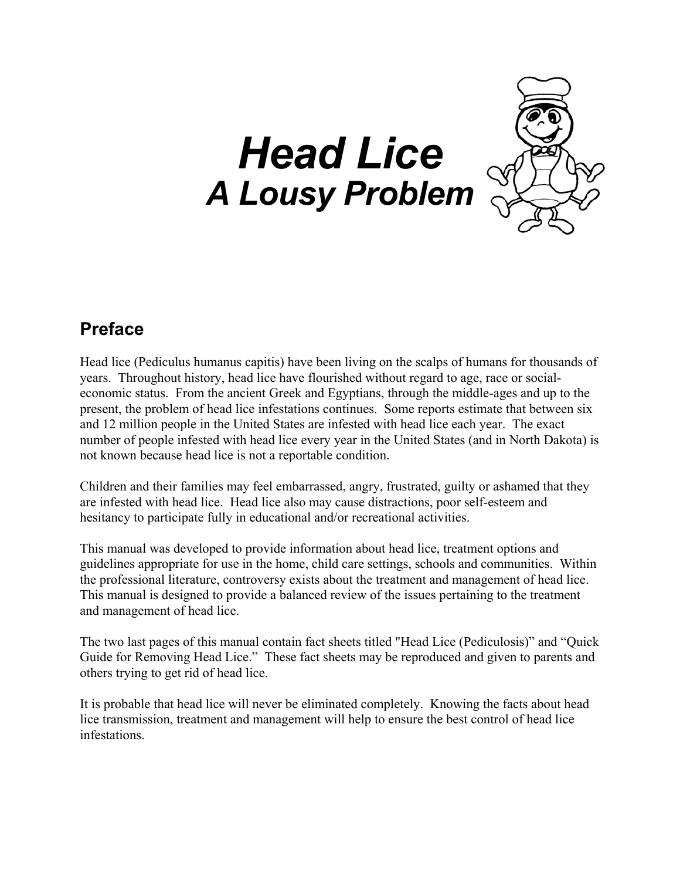# *Head Lice*
## *A Lousy Problem*

## Preface

Head lice (Pediculus humanus capitis) have been living on the scalps of humans for thousands of years. Throughout history, head lice have flourished without regard to age, race or social-economic status. From the ancient Greek and Egyptians, through the middle-ages and up to the present, the problem of head lice infestations continues. Some reports estimate that between six and 12 million people in the United States are infested with head lice each year. The exact number of people infested with head lice every year in the United States (and in North Dakota) is not known because head lice is not a reportable condition.

Children and their families may feel embarrassed, angry, frustrated, guilty or ashamed that they are infested with head lice. Head lice also may cause distractions, poor self-esteem and hesitancy to participate fully in educational and/or recreational activities.

This manual was developed to provide information about head lice, treatment options and guidelines appropriate for use in the home, child care settings, schools and communities. Within the professional literature, controversy exists about the treatment and management of head lice. This manual is designed to provide a balanced review of the issues pertaining to the treatment and management of head lice.

The two last pages of this manual contain fact sheets titled "Head Lice (Pediculosis)" and "Quick Guide for Removing Head Lice." These fact sheets may be reproduced and given to parents and others trying to get rid of head lice.

It is probable that head lice will never be eliminated completely. Knowing the facts about head lice transmission, treatment and management will help to ensure the best control of head lice infestations.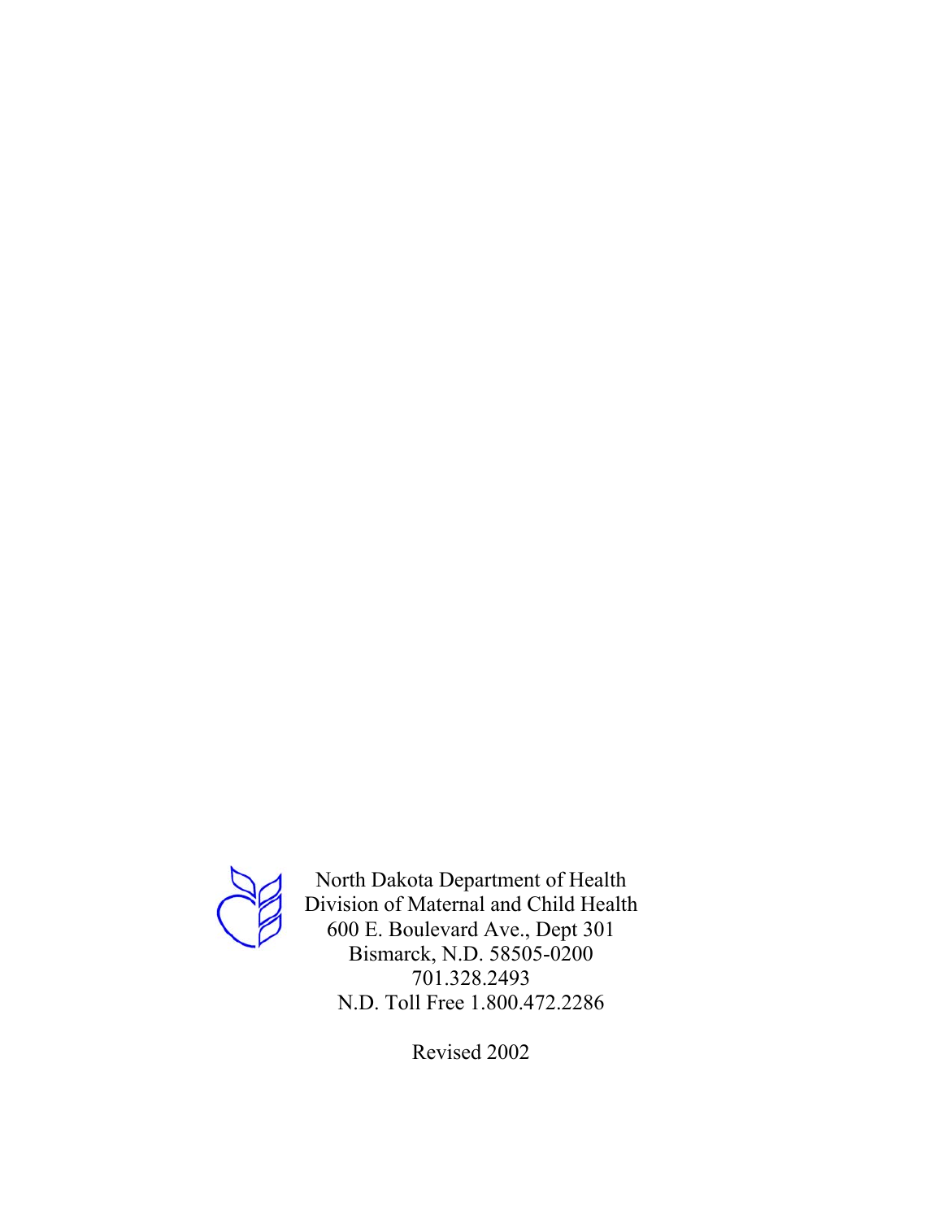North Dakota Department of Health
Division of Maternal and Child Health
600 E. Boulevard Ave., Dept 301
Bismarck, N.D. 58505-0200
701.328.2493
N.D. Toll Free 1.800.472.2286

Revised 2002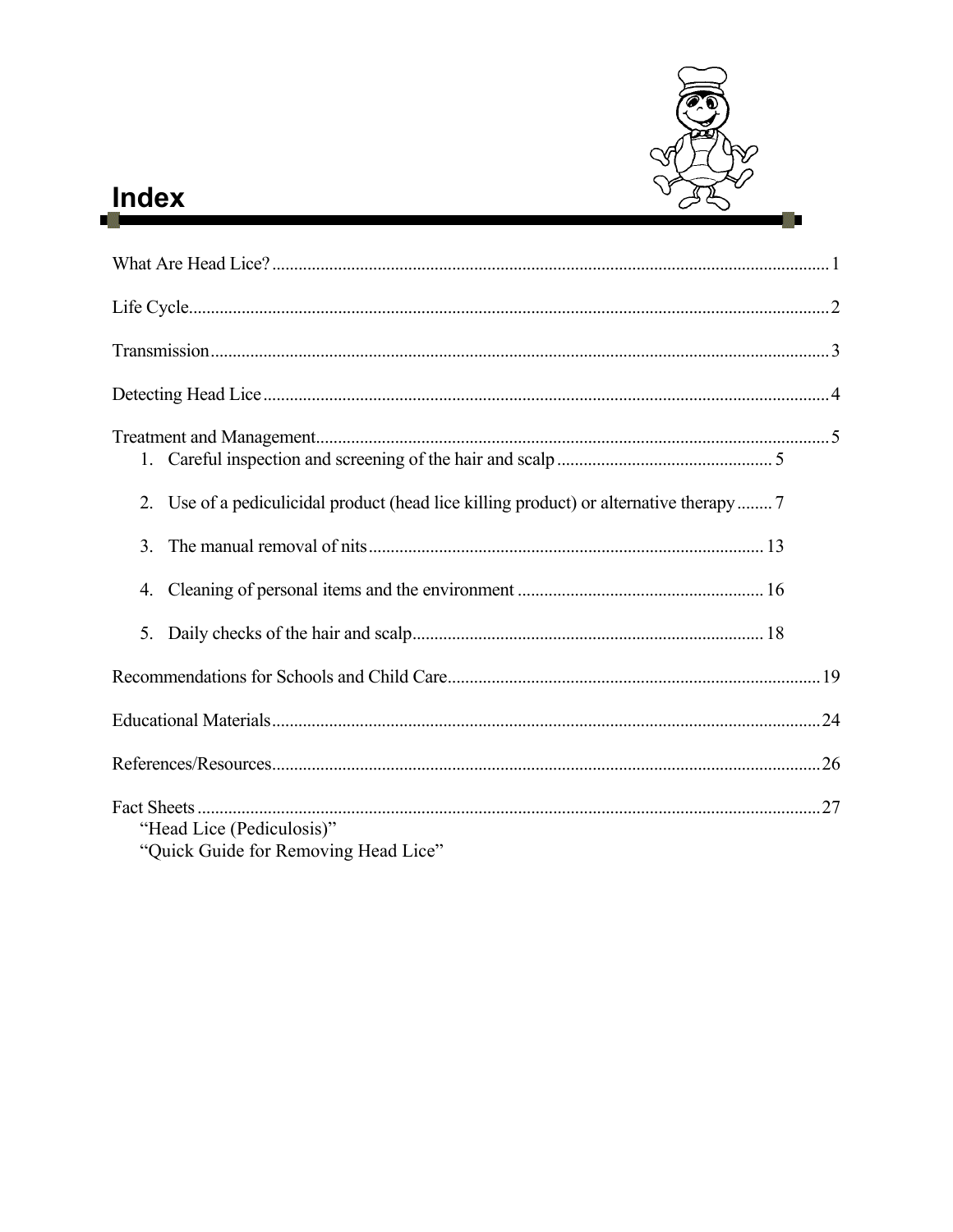# Index

What Are Head Lice? .......... 1

Life Cycle .......... 2

Transmission .......... 3

Detecting Head Lice .......... 4

Treatment and Management .......... 5

1. Careful inspection and screening of the hair and scalp .......... 5
2. Use of a pediculicidal product (head lice killing product) or alternative therapy .......... 7
3. The manual removal of nits .......... 13
4. Cleaning of personal items and the environment .......... 16
5. Daily checks of the hair and scalp .......... 18

Recommendations for Schools and Child Care .......... 19

Educational Materials .......... 24

References/Resources .......... 26

Fact Sheets .......... 27

"Head Lice (Pediculosis)"

"Quick Guide for Removing Head Lice"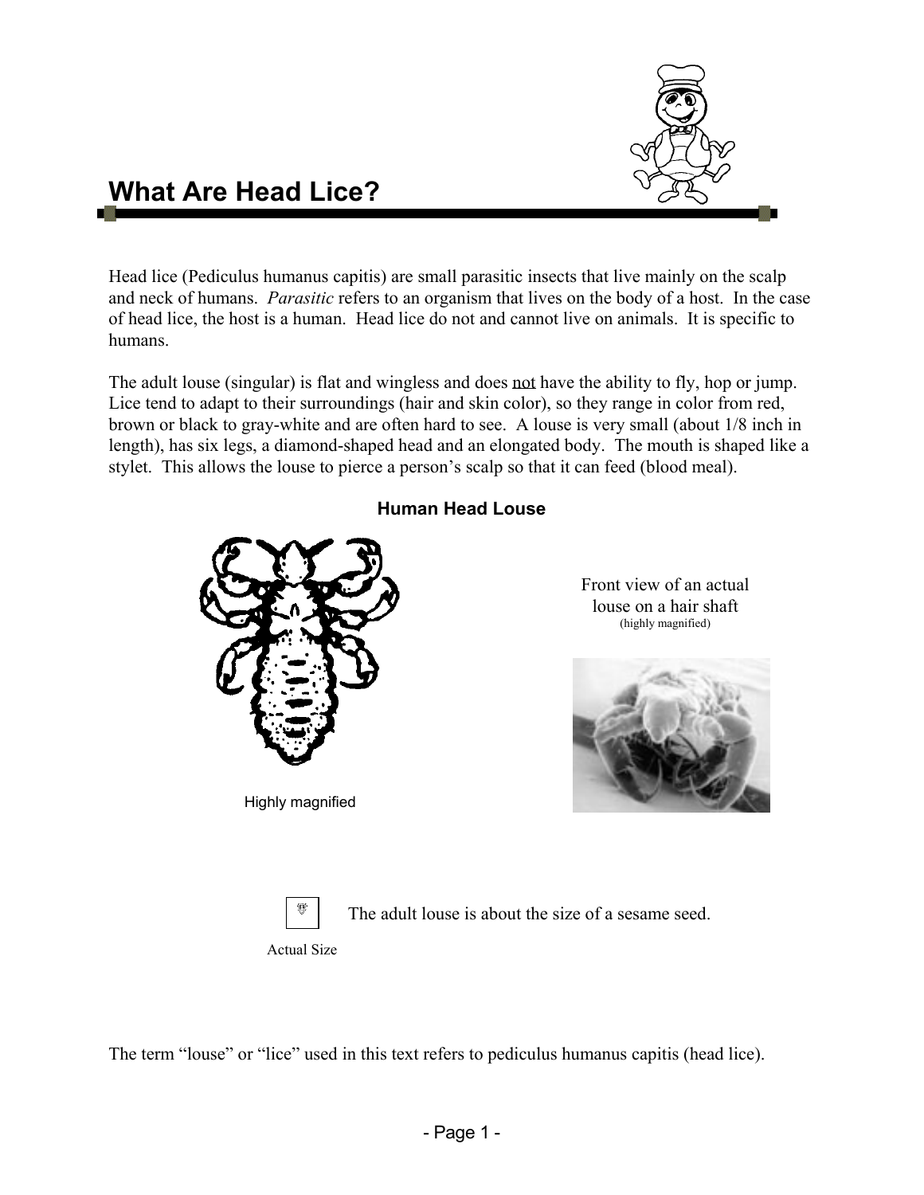# What Are Head Lice?

Head lice (Pediculus humanus capitis) are small parasitic insects that live mainly on the scalp and neck of humans. *Parasitic* refers to an organism that lives on the body of a host. In the case of head lice, the host is a human. Head lice do not and cannot live on animals. It is specific to humans.

The adult louse (singular) is flat and wingless and does not have the ability to fly, hop or jump. Lice tend to adapt to their surroundings (hair and skin color), so they range in color from red, brown or black to gray-white and are often hard to see. A louse is very small (about 1/8 inch in length), has six legs, a diamond-shaped head and an elongated body. The mouth is shaped like a stylet. This allows the louse to pierce a person's scalp so that it can feed (blood meal).

**Human Head Louse**

Highly magnified

Front view of an actual louse on a hair shaft (highly magnified)

Actual Size

The adult louse is about the size of a sesame seed.

The term "louse" or "lice" used in this text refers to pediculus humanus capitis (head lice).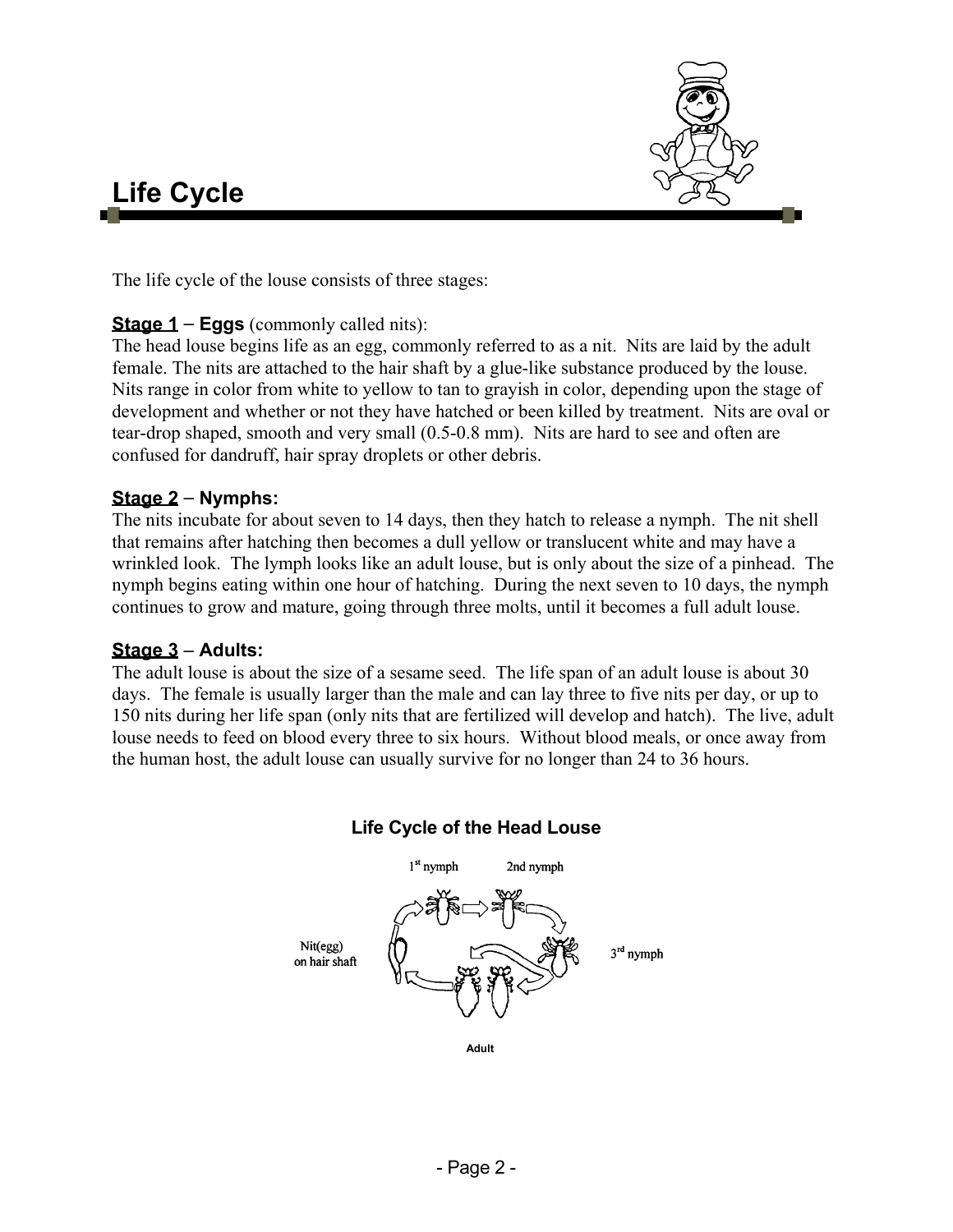# Life Cycle

The life cycle of the louse consists of three stages:

**Stage 1** – **Eggs** (commonly called nits):
The head louse begins life as an egg, commonly referred to as a nit. Nits are laid by the adult female. The nits are attached to the hair shaft by a glue-like substance produced by the louse. Nits range in color from white to yellow to tan to grayish in color, depending upon the stage of development and whether or not they have hatched or been killed by treatment. Nits are oval or tear-drop shaped, smooth and very small (0.5-0.8 mm). Nits are hard to see and often are confused for dandruff, hair spray droplets or other debris.

**Stage 2** – **Nymphs:**
The nits incubate for about seven to 14 days, then they hatch to release a nymph. The nit shell that remains after hatching then becomes a dull yellow or translucent white and may have a wrinkled look. The lymph looks like an adult louse, but is only about the size of a pinhead. The nymph begins eating within one hour of hatching. During the next seven to 10 days, the nymph continues to grow and mature, going through three molts, until it becomes a full adult louse.

**Stage 3** – **Adults:**
The adult louse is about the size of a sesame seed. The life span of an adult louse is about 30 days. The female is usually larger than the male and can lay three to five nits per day, or up to 150 nits during her life span (only nits that are fertilized will develop and hatch). The live, adult louse needs to feed on blood every three to six hours. Without blood meals, or once away from the human host, the adult louse can usually survive for no longer than 24 to 36 hours.

**Life Cycle of the Head Louse**

1st nymph → 2nd nymph → 3rd nymph → Adult → Nit(egg) on hair shaft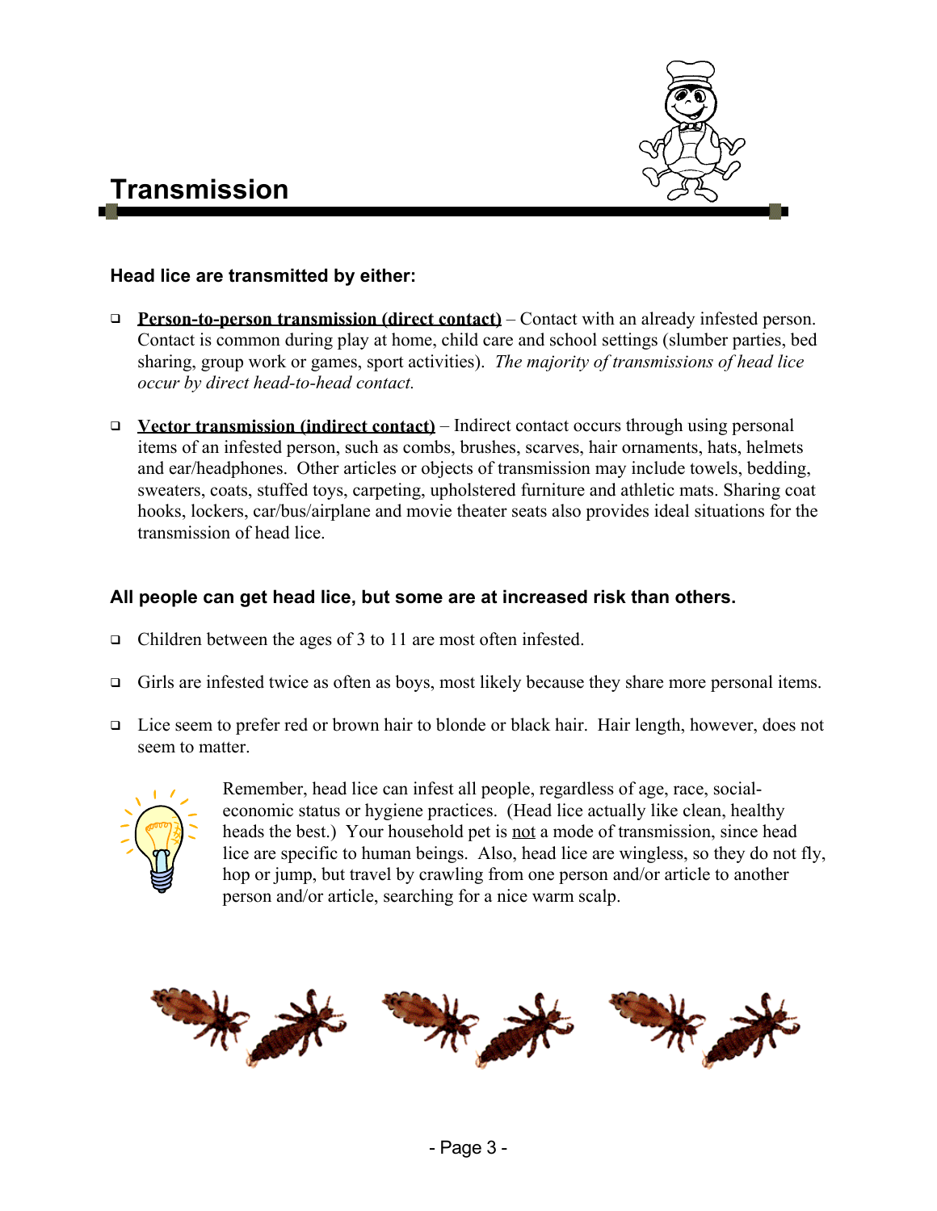## Transmission

**Head lice are transmitted by either:**

- **<u>Person-to-person transmission (direct contact)</u>** – Contact with an already infested person. Contact is common during play at home, child care and school settings (slumber parties, bed sharing, group work or games, sport activities). *The majority of transmissions of head lice occur by direct head-to-head contact.*

- **<u>Vector transmission (indirect contact)</u>** – Indirect contact occurs through using personal items of an infested person, such as combs, brushes, scarves, hair ornaments, hats, helmets and ear/headphones. Other articles or objects of transmission may include towels, bedding, sweaters, coats, stuffed toys, carpeting, upholstered furniture and athletic mats. Sharing coat hooks, lockers, car/bus/airplane and movie theater seats also provides ideal situations for the transmission of head lice.

**All people can get head lice, but some are at increased risk than others.**

- Children between the ages of 3 to 11 are most often infested.
- Girls are infested twice as often as boys, most likely because they share more personal items.
- Lice seem to prefer red or brown hair to blonde or black hair. Hair length, however, does not seem to matter.

Remember, head lice can infest all people, regardless of age, race, social-economic status or hygiene practices. (Head lice actually like clean, healthy heads the best.) Your household pet is <u>not</u> a mode of transmission, since head lice are specific to human beings. Also, head lice are wingless, so they do not fly, hop or jump, but travel by crawling from one person and/or article to another person and/or article, searching for a nice warm scalp.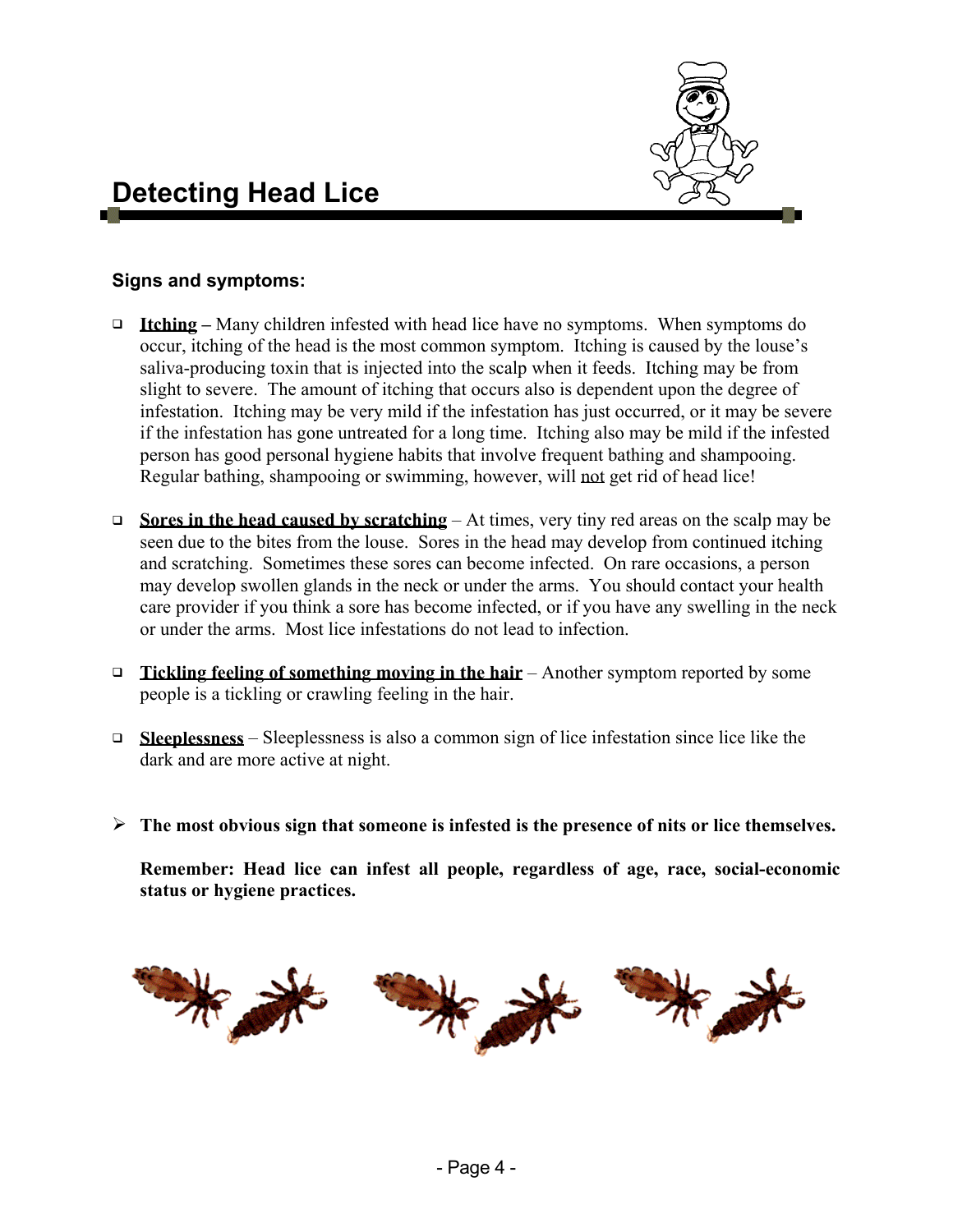# Detecting Head Lice

### Signs and symptoms:

- **Itching** – Many children infested with head lice have no symptoms. When symptoms do occur, itching of the head is the most common symptom. Itching is caused by the louse's saliva-producing toxin that is injected into the scalp when it feeds. Itching may be from slight to severe. The amount of itching that occurs also is dependent upon the degree of infestation. Itching may be very mild if the infestation has just occurred, or it may be severe if the infestation has gone untreated for a long time. Itching also may be mild if the infested person has good personal hygiene habits that involve frequent bathing and shampooing. Regular bathing, shampooing or swimming, however, will not get rid of head lice!

- **Sores in the head caused by scratching** – At times, very tiny red areas on the scalp may be seen due to the bites from the louse. Sores in the head may develop from continued itching and scratching. Sometimes these sores can become infected. On rare occasions, a person may develop swollen glands in the neck or under the arms. You should contact your health care provider if you think a sore has become infected, or if you have any swelling in the neck or under the arms. Most lice infestations do not lead to infection.

- **Tickling feeling of something moving in the hair** – Another symptom reported by some people is a tickling or crawling feeling in the hair.

- **Sleeplessness** – Sleeplessness is also a common sign of lice infestation since lice like the dark and are more active at night.

- **The most obvious sign that someone is infested is the presence of nits or lice themselves.**

  **Remember: Head lice can infest all people, regardless of age, race, social-economic status or hygiene practices.**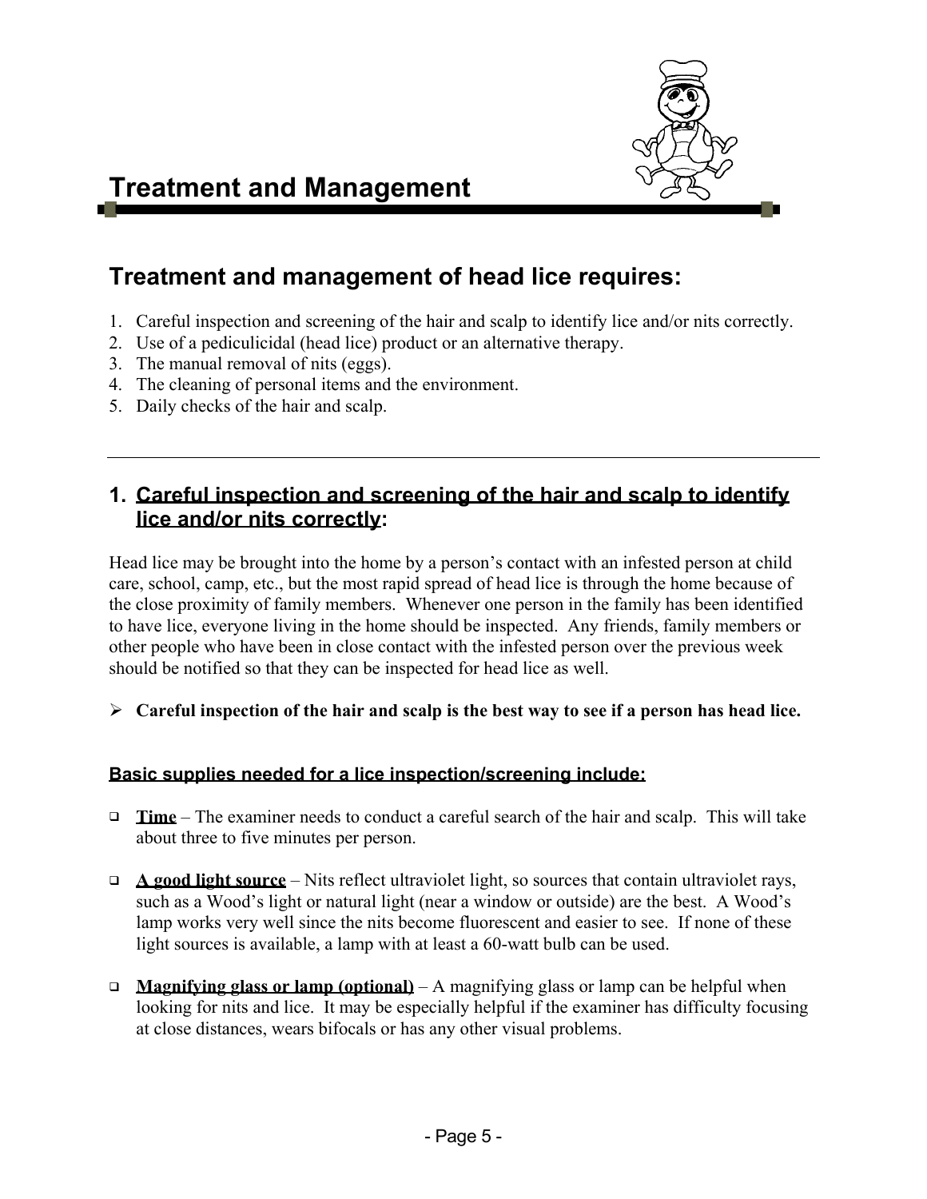# Treatment and Management

## Treatment and management of head lice requires:

1. Careful inspection and screening of the hair and scalp to identify lice and/or nits correctly.
2. Use of a pediculicidal (head lice) product or an alternative therapy.
3. The manual removal of nits (eggs).
4. The cleaning of personal items and the environment.
5. Daily checks of the hair and scalp.

---

### 1. <u>Careful inspection and screening of the hair and scalp to identify lice and/or nits correctly</u>:

Head lice may be brought into the home by a person's contact with an infested person at child care, school, camp, etc., but the most rapid spread of head lice is through the home because of the close proximity of family members. Whenever one person in the family has been identified to have lice, everyone living in the home should be inspected. Any friends, family members or other people who have been in close contact with the infested person over the previous week should be notified so that they can be inspected for head lice as well.

- **Careful inspection of the hair and scalp is the best way to see if a person has head lice.**

**<u>Basic supplies needed for a lice inspection/screening include:</u>**

- **<u>Time</u>** – The examiner needs to conduct a careful search of the hair and scalp. This will take about three to five minutes per person.

- **<u>A good light source</u>** – Nits reflect ultraviolet light, so sources that contain ultraviolet rays, such as a Wood's light or natural light (near a window or outside) are the best. A Wood's lamp works very well since the nits become fluorescent and easier to see. If none of these light sources is available, a lamp with at least a 60-watt bulb can be used.

- **<u>Magnifying glass or lamp (optional)</u>** – A magnifying glass or lamp can be helpful when looking for nits and lice. It may be especially helpful if the examiner has difficulty focusing at close distances, wears bifocals or has any other visual problems.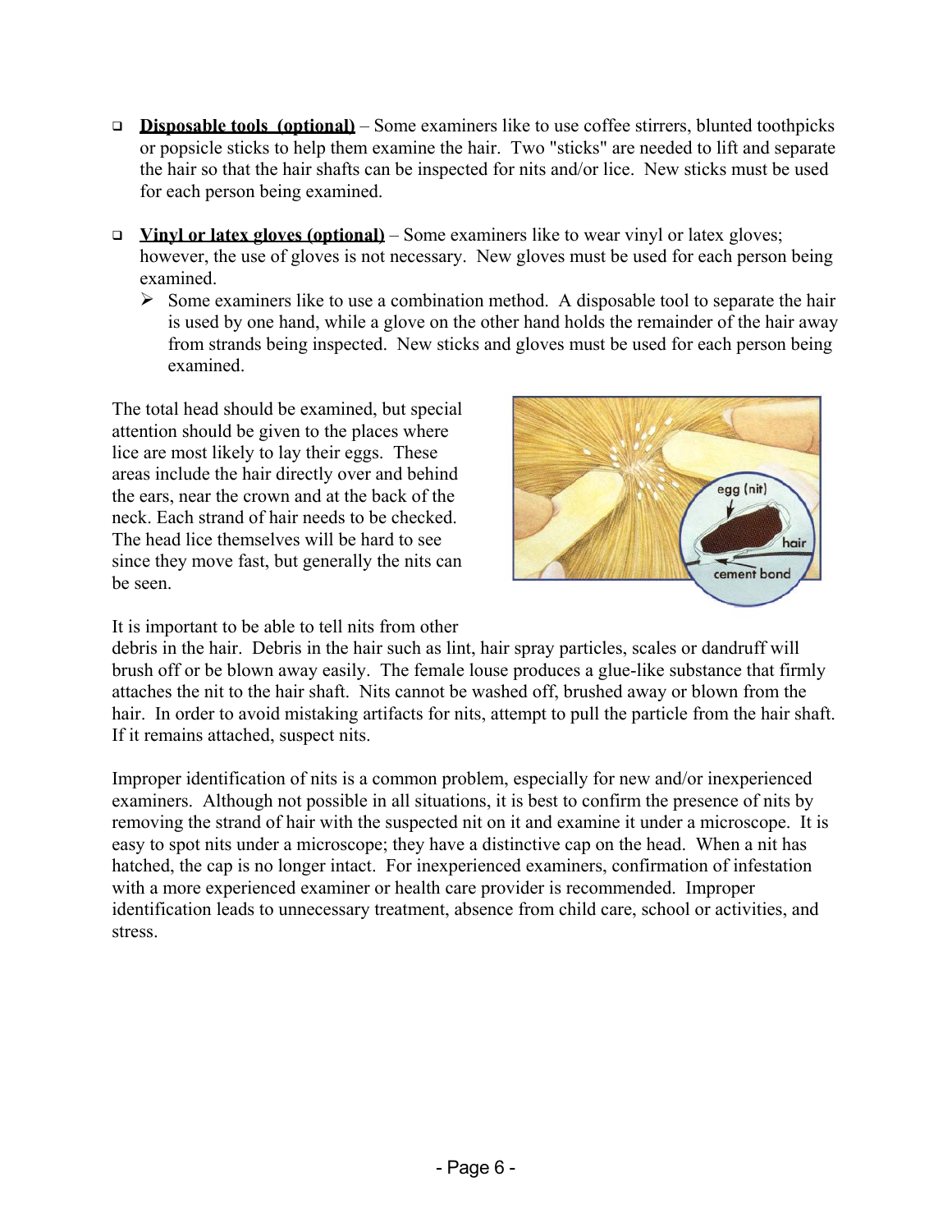- **Disposable tools (optional)** – Some examiners like to use coffee stirrers, blunted toothpicks or popsicle sticks to help them examine the hair. Two "sticks" are needed to lift and separate the hair so that the hair shafts can be inspected for nits and/or lice. New sticks must be used for each person being examined.

- **Vinyl or latex gloves (optional)** – Some examiners like to wear vinyl or latex gloves; however, the use of gloves is not necessary. New gloves must be used for each person being examined.
  - Some examiners like to use a combination method. A disposable tool to separate the hair is used by one hand, while a glove on the other hand holds the remainder of the hair away from strands being inspected. New sticks and gloves must be used for each person being examined.

The total head should be examined, but special attention should be given to the places where lice are most likely to lay their eggs. These areas include the hair directly over and behind the ears, near the crown and at the back of the neck. Each strand of hair needs to be checked. The head lice themselves will be hard to see since they move fast, but generally the nits can be seen.

It is important to be able to tell nits from other debris in the hair. Debris in the hair such as lint, hair spray particles, scales or dandruff will brush off or be blown away easily. The female louse produces a glue-like substance that firmly attaches the nit to the hair shaft. Nits cannot be washed off, brushed away or blown from the hair. In order to avoid mistaking artifacts for nits, attempt to pull the particle from the hair shaft. If it remains attached, suspect nits.

Improper identification of nits is a common problem, especially for new and/or inexperienced examiners. Although not possible in all situations, it is best to confirm the presence of nits by removing the strand of hair with the suspected nit on it and examine it under a microscope. It is easy to spot nits under a microscope; they have a distinctive cap on the head. When a nit has hatched, the cap is no longer intact. For inexperienced examiners, confirmation of infestation with a more experienced examiner or health care provider is recommended. Improper identification leads to unnecessary treatment, absence from child care, school or activities, and stress.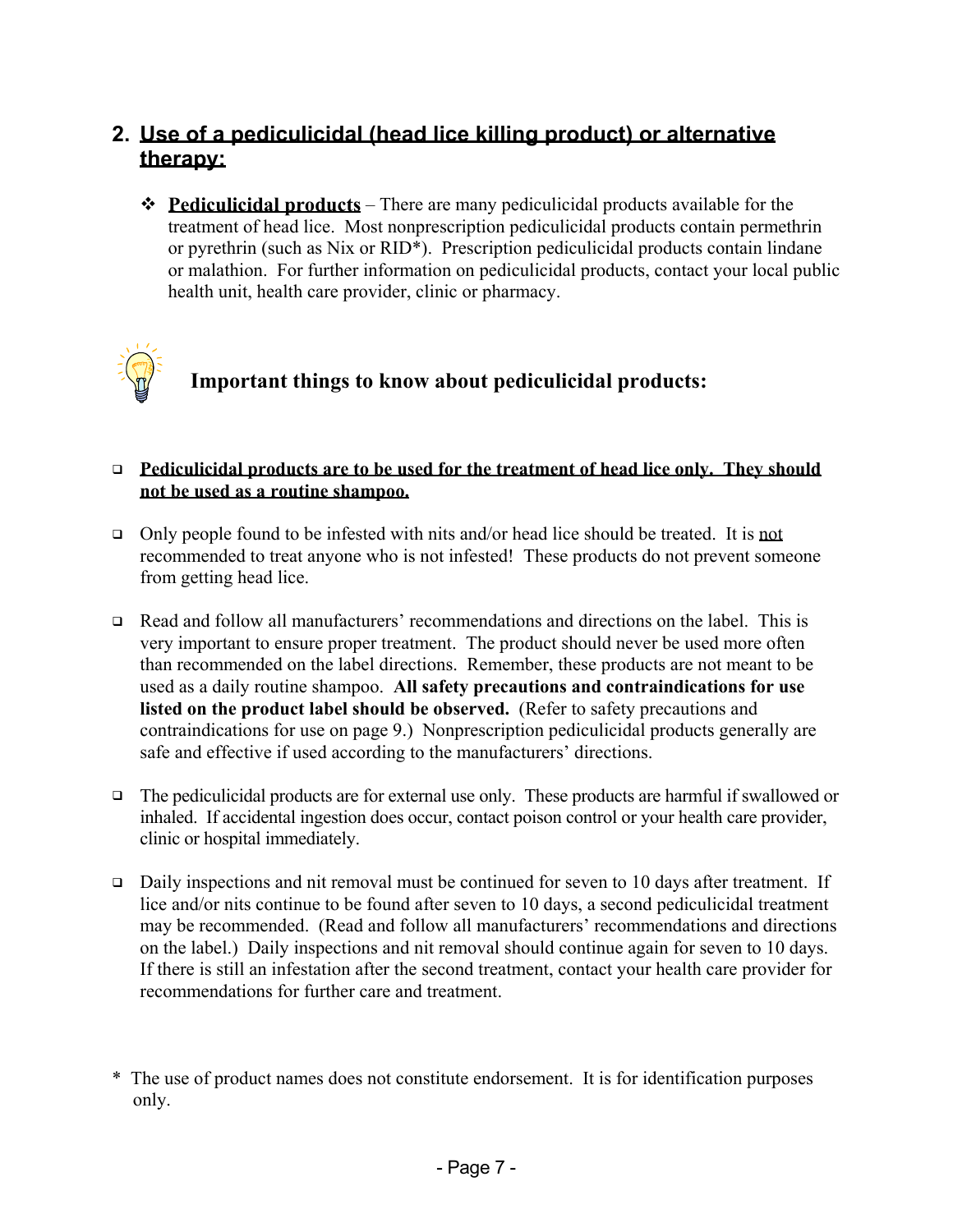## 2. Use of a pediculicidal (head lice killing product) or alternative therapy:

- **Pediculicidal products** – There are many pediculicidal products available for the treatment of head lice. Most nonprescription pediculicidal products contain permethrin or pyrethrin (such as Nix or RID*). Prescription pediculicidal products contain lindane or malathion. For further information on pediculicidal products, contact your local public health unit, health care provider, clinic or pharmacy.

### Important things to know about pediculicidal products:

- **Pediculicidal products are to be used for the treatment of head lice only. They should not be used as a routine shampoo.**

- Only people found to be infested with nits and/or head lice should be treated. It is not recommended to treat anyone who is not infested! These products do not prevent someone from getting head lice.

- Read and follow all manufacturers' recommendations and directions on the label. This is very important to ensure proper treatment. The product should never be used more often than recommended on the label directions. Remember, these products are not meant to be used as a daily routine shampoo. **All safety precautions and contraindications for use listed on the product label should be observed.** (Refer to safety precautions and contraindications for use on page 9.) Nonprescription pediculicidal products generally are safe and effective if used according to the manufacturers' directions.

- The pediculicidal products are for external use only. These products are harmful if swallowed or inhaled. If accidental ingestion does occur, contact poison control or your health care provider, clinic or hospital immediately.

- Daily inspections and nit removal must be continued for seven to 10 days after treatment. If lice and/or nits continue to be found after seven to 10 days, a second pediculicidal treatment may be recommended. (Read and follow all manufacturers' recommendations and directions on the label.) Daily inspections and nit removal should continue again for seven to 10 days. If there is still an infestation after the second treatment, contact your health care provider for recommendations for further care and treatment.

\* The use of product names does not constitute endorsement. It is for identification purposes only.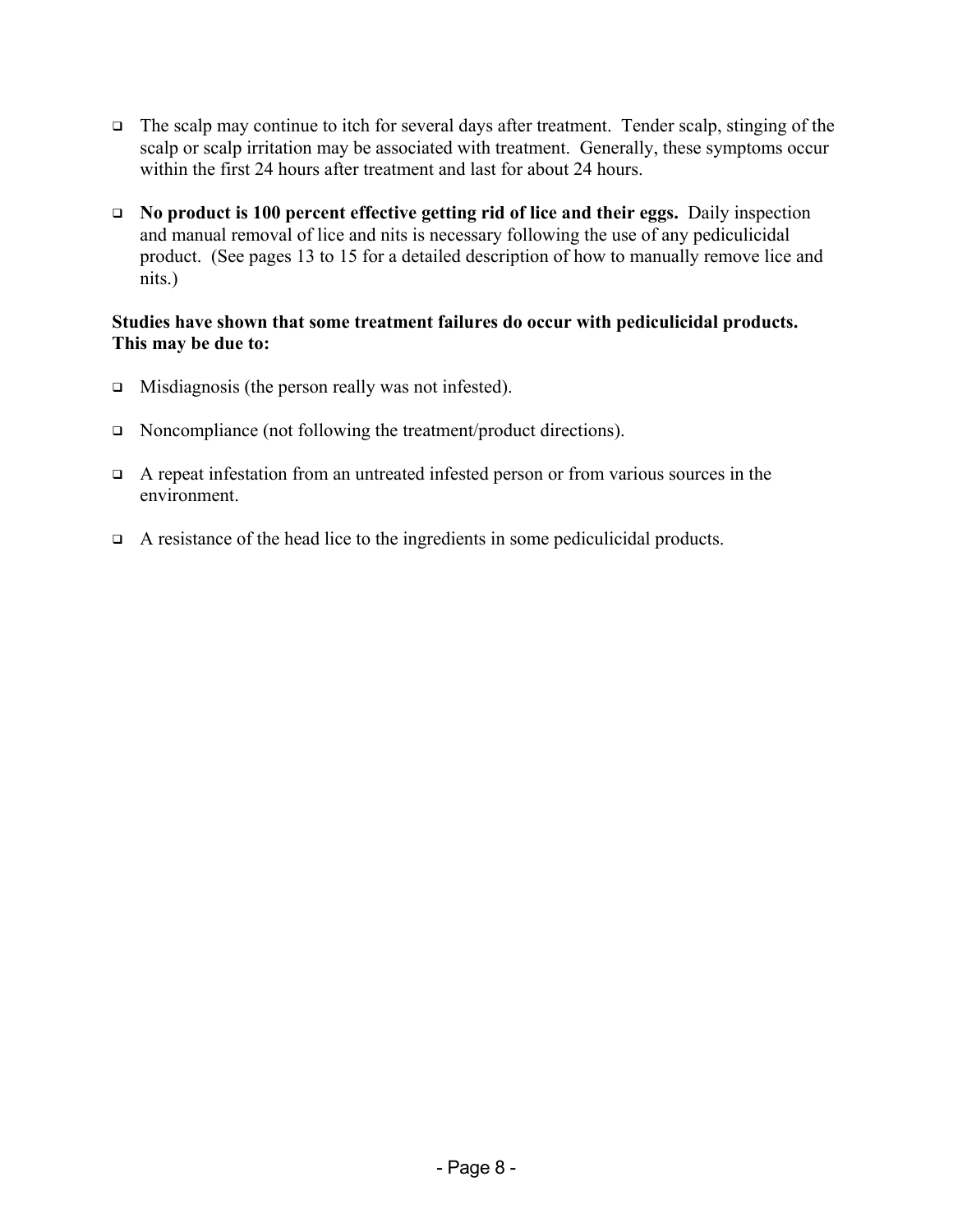- The scalp may continue to itch for several days after treatment. Tender scalp, stinging of the scalp or scalp irritation may be associated with treatment. Generally, these symptoms occur within the first 24 hours after treatment and last for about 24 hours.

- **No product is 100 percent effective getting rid of lice and their eggs.** Daily inspection and manual removal of lice and nits is necessary following the use of any pediculicidal product. (See pages 13 to 15 for a detailed description of how to manually remove lice and nits.)

**Studies have shown that some treatment failures do occur with pediculicidal products. This may be due to:**

- Misdiagnosis (the person really was not infested).

- Noncompliance (not following the treatment/product directions).

- A repeat infestation from an untreated infested person or from various sources in the environment.

- A resistance of the head lice to the ingredients in some pediculicidal products.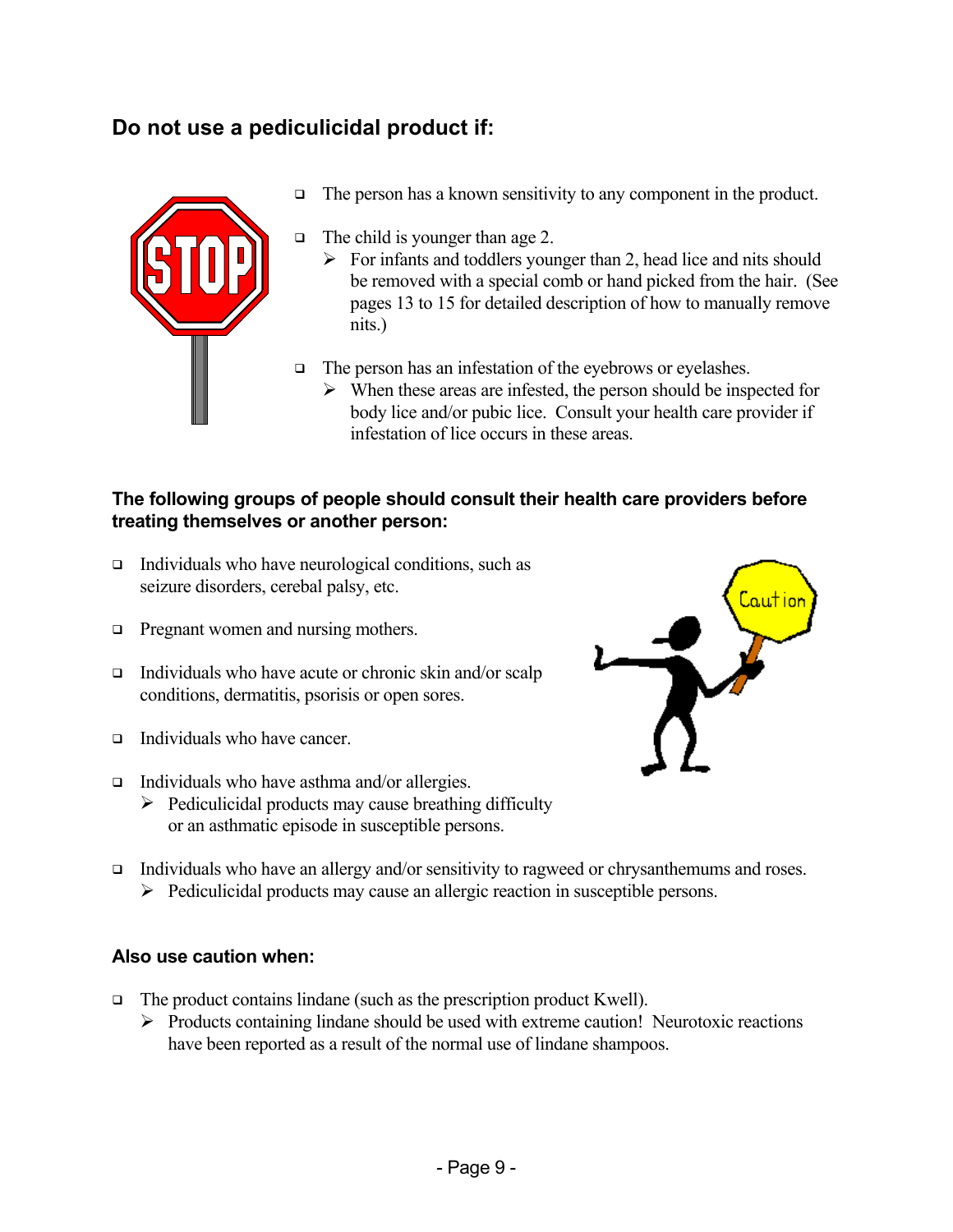## Do not use a pediculicidal product if:

- The person has a known sensitivity to any component in the product.
- The child is younger than age 2.
  - For infants and toddlers younger than 2, head lice and nits should be removed with a special comb or hand picked from the hair. (See pages 13 to 15 for detailed description of how to manually remove nits.)
- The person has an infestation of the eyebrows or eyelashes.
  - When these areas are infested, the person should be inspected for body lice and/or pubic lice. Consult your health care provider if infestation of lice occurs in these areas.

### The following groups of people should consult their health care providers before treating themselves or another person:

- Individuals who have neurological conditions, such as seizure disorders, cerebal palsy, etc.
- Pregnant women and nursing mothers.
- Individuals who have acute or chronic skin and/or scalp conditions, dermatitis, psorisis or open sores.
- Individuals who have cancer.
- Individuals who have asthma and/or allergies.
  - Pediculicidal products may cause breathing difficulty or an asthmatic episode in susceptible persons.
- Individuals who have an allergy and/or sensitivity to ragweed or chrysanthemums and roses.
  - Pediculicidal products may cause an allergic reaction in susceptible persons.

### Also use caution when:

- The product contains lindane (such as the prescription product Kwell).
  - Products containing lindane should be used with extreme caution! Neurotoxic reactions have been reported as a result of the normal use of lindane shampoos.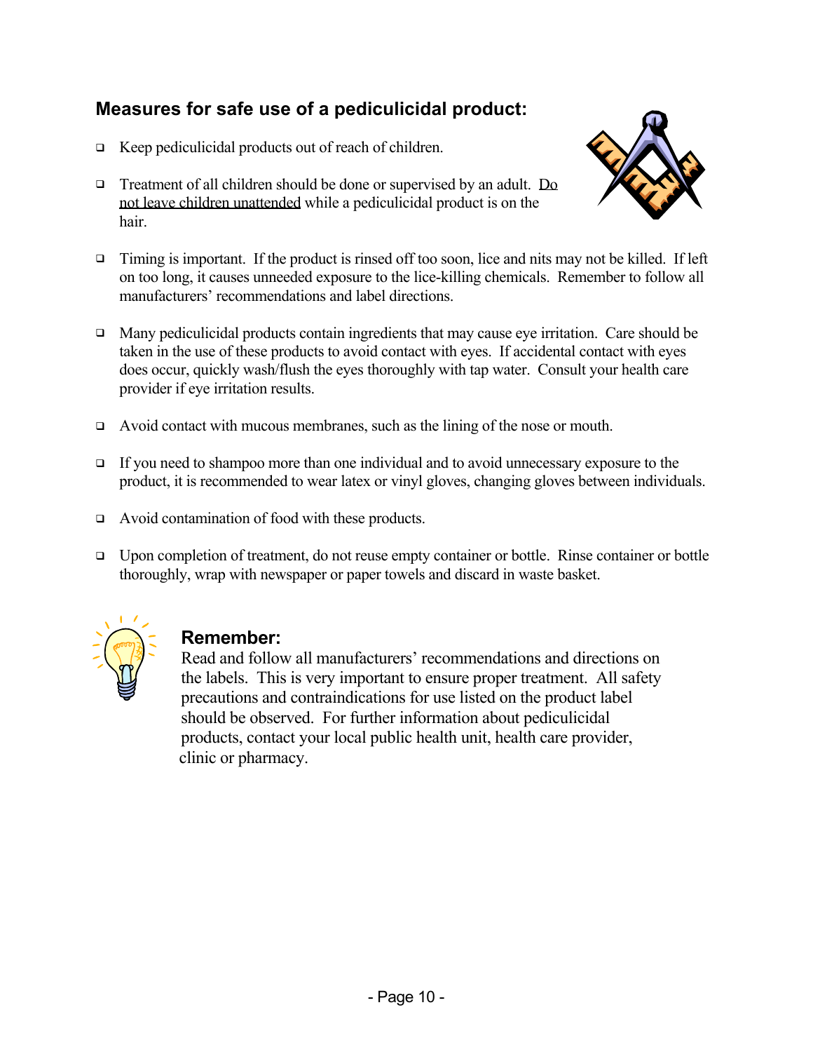## Measures for safe use of a pediculicidal product:

- Keep pediculicidal products out of reach of children.
- Treatment of all children should be done or supervised by an adult. <u>Do not leave children unattended</u> while a pediculicidal product is on the hair.
- Timing is important. If the product is rinsed off too soon, lice and nits may not be killed. If left on too long, it causes unneeded exposure to the lice-killing chemicals. Remember to follow all manufacturers' recommendations and label directions.
- Many pediculicidal products contain ingredients that may cause eye irritation. Care should be taken in the use of these products to avoid contact with eyes. If accidental contact with eyes does occur, quickly wash/flush the eyes thoroughly with tap water. Consult your health care provider if eye irritation results.
- Avoid contact with mucous membranes, such as the lining of the nose or mouth.
- If you need to shampoo more than one individual and to avoid unnecessary exposure to the product, it is recommended to wear latex or vinyl gloves, changing gloves between individuals.
- Avoid contamination of food with these products.
- Upon completion of treatment, do not reuse empty container or bottle. Rinse container or bottle thoroughly, wrap with newspaper or paper towels and discard in waste basket.

### Remember:

Read and follow all manufacturers' recommendations and directions on the labels. This is very important to ensure proper treatment. All safety precautions and contraindications for use listed on the product label should be observed. For further information about pediculicidal products, contact your local public health unit, health care provider, clinic or pharmacy.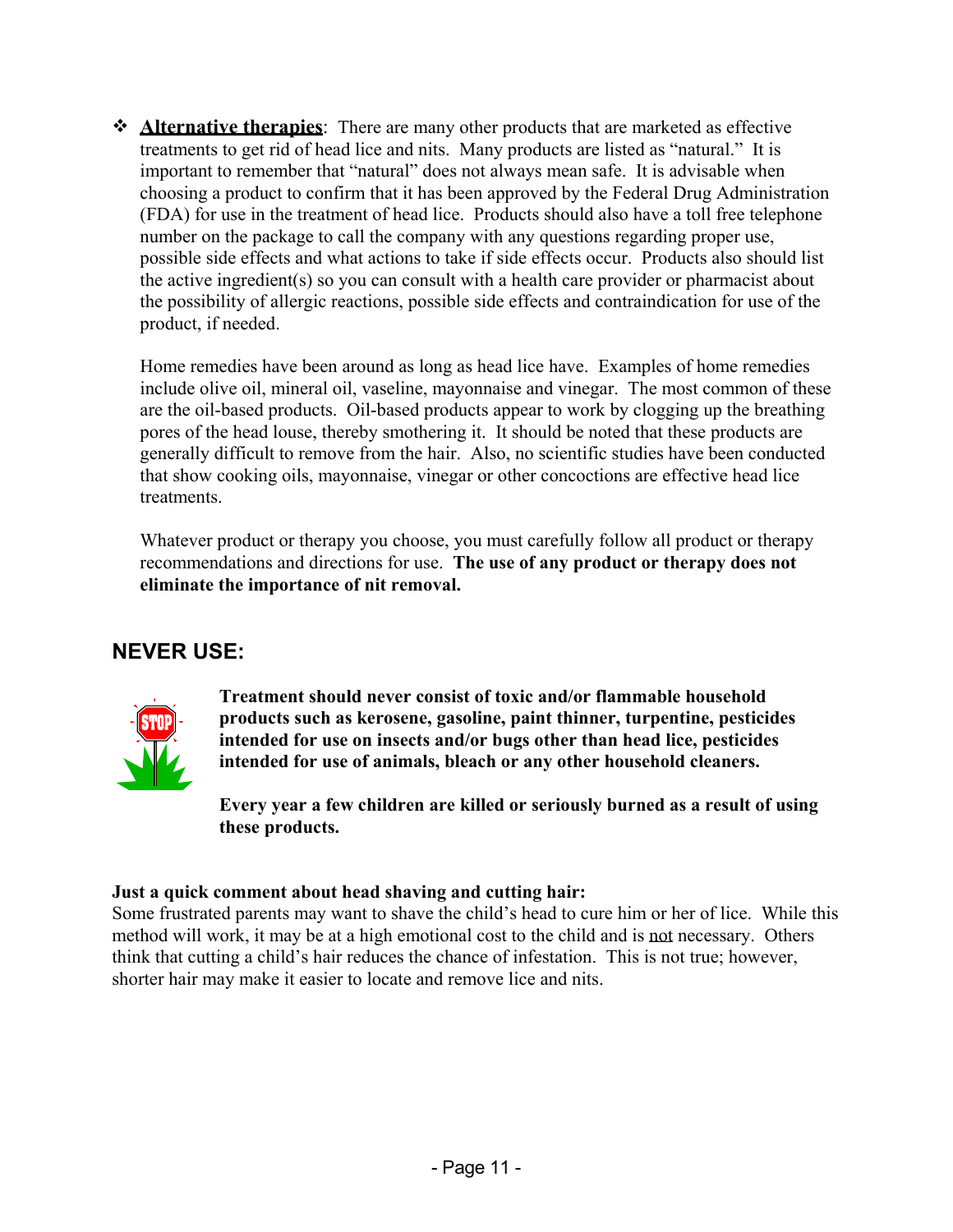- **Alternative therapies**: There are many other products that are marketed as effective treatments to get rid of head lice and nits. Many products are listed as "natural." It is important to remember that "natural" does not always mean safe. It is advisable when choosing a product to confirm that it has been approved by the Federal Drug Administration (FDA) for use in the treatment of head lice. Products should also have a toll free telephone number on the package to call the company with any questions regarding proper use, possible side effects and what actions to take if side effects occur. Products also should list the active ingredient(s) so you can consult with a health care provider or pharmacist about the possibility of allergic reactions, possible side effects and contraindication for use of the product, if needed.

  Home remedies have been around as long as head lice have. Examples of home remedies include olive oil, mineral oil, vaseline, mayonnaise and vinegar. The most common of these are the oil-based products. Oil-based products appear to work by clogging up the breathing pores of the head louse, thereby smothering it. It should be noted that these products are generally difficult to remove from the hair. Also, no scientific studies have been conducted that show cooking oils, mayonnaise, vinegar or other concoctions are effective head lice treatments.

  Whatever product or therapy you choose, you must carefully follow all product or therapy recommendations and directions for use. **The use of any product or therapy does not eliminate the importance of nit removal.**

## NEVER USE:

**Treatment should never consist of toxic and/or flammable household products such as kerosene, gasoline, paint thinner, turpentine, pesticides intended for use on insects and/or bugs other than head lice, pesticides intended for use of animals, bleach or any other household cleaners.**

**Every year a few children are killed or seriously burned as a result of using these products.**

**Just a quick comment about head shaving and cutting hair:**
Some frustrated parents may want to shave the child's head to cure him or her of lice. While this method will work, it may be at a high emotional cost to the child and is not necessary. Others think that cutting a child's hair reduces the chance of infestation. This is not true; however, shorter hair may make it easier to locate and remove lice and nits.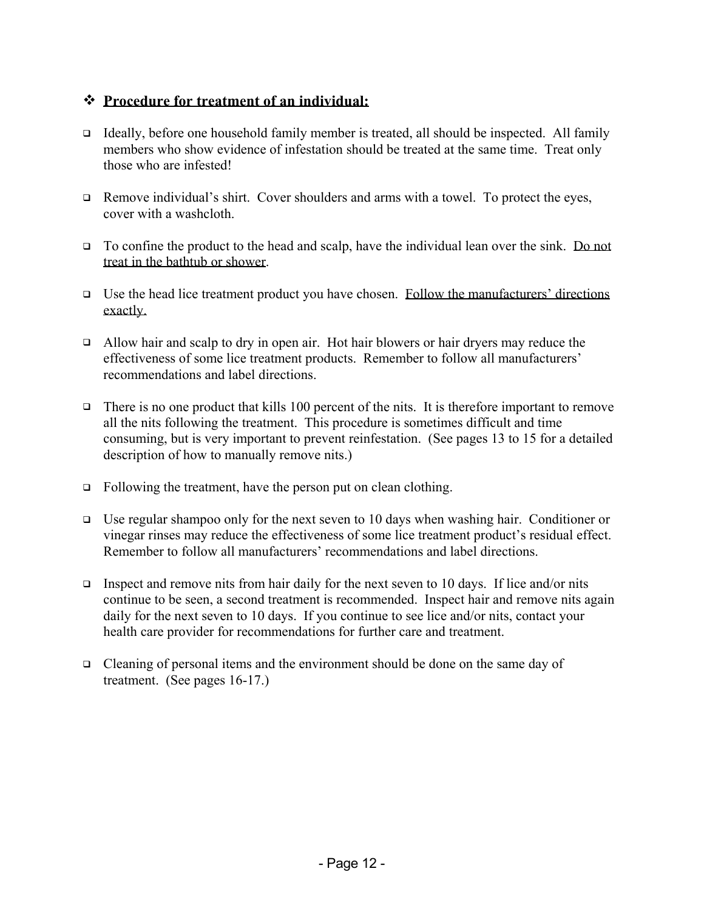## ❖ **<u>Procedure for treatment of an individual:</u>**

- Ideally, before one household family member is treated, all should be inspected. All family members who show evidence of infestation should be treated at the same time. Treat only those who are infested!
- Remove individual's shirt. Cover shoulders and arms with a towel. To protect the eyes, cover with a washcloth.
- To confine the product to the head and scalp, have the individual lean over the sink. <u>Do not treat in the bathtub or shower</u>.
- Use the head lice treatment product you have chosen. <u>Follow the manufacturers' directions exactly.</u>
- Allow hair and scalp to dry in open air. Hot hair blowers or hair dryers may reduce the effectiveness of some lice treatment products. Remember to follow all manufacturers' recommendations and label directions.
- There is no one product that kills 100 percent of the nits. It is therefore important to remove all the nits following the treatment. This procedure is sometimes difficult and time consuming, but is very important to prevent reinfestation. (See pages 13 to 15 for a detailed description of how to manually remove nits.)
- Following the treatment, have the person put on clean clothing.
- Use regular shampoo only for the next seven to 10 days when washing hair. Conditioner or vinegar rinses may reduce the effectiveness of some lice treatment product's residual effect. Remember to follow all manufacturers' recommendations and label directions.
- Inspect and remove nits from hair daily for the next seven to 10 days. If lice and/or nits continue to be seen, a second treatment is recommended. Inspect hair and remove nits again daily for the next seven to 10 days. If you continue to see lice and/or nits, contact your health care provider for recommendations for further care and treatment.
- Cleaning of personal items and the environment should be done on the same day of treatment. (See pages 16-17.)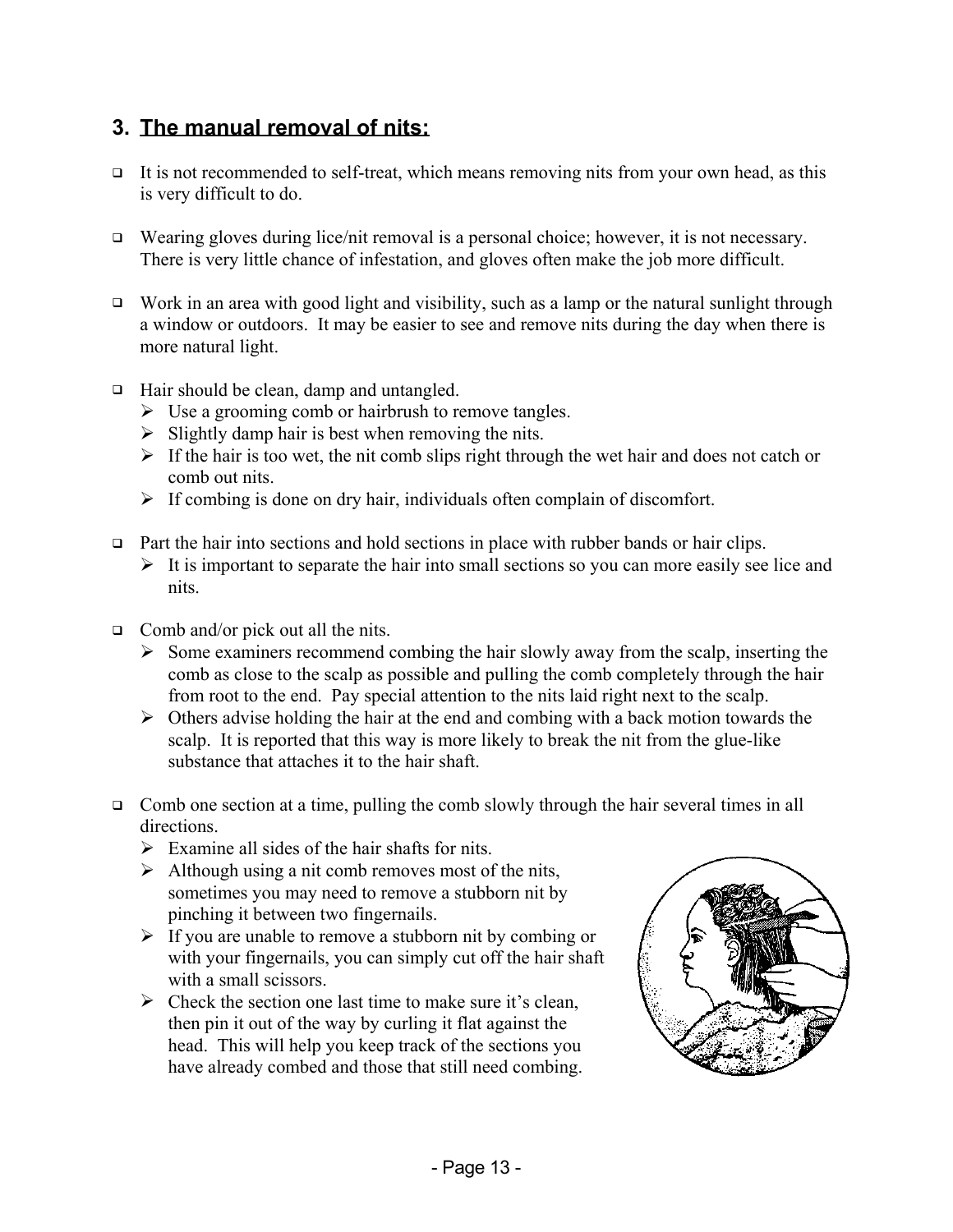## 3. The manual removal of nits:

- It is not recommended to self-treat, which means removing nits from your own head, as this is very difficult to do.

- Wearing gloves during lice/nit removal is a personal choice; however, it is not necessary. There is very little chance of infestation, and gloves often make the job more difficult.

- Work in an area with good light and visibility, such as a lamp or the natural sunlight through a window or outdoors. It may be easier to see and remove nits during the day when there is more natural light.

- Hair should be clean, damp and untangled.
  - Use a grooming comb or hairbrush to remove tangles.
  - Slightly damp hair is best when removing the nits.
  - If the hair is too wet, the nit comb slips right through the wet hair and does not catch or comb out nits.
  - If combing is done on dry hair, individuals often complain of discomfort.

- Part the hair into sections and hold sections in place with rubber bands or hair clips.
  - It is important to separate the hair into small sections so you can more easily see lice and nits.

- Comb and/or pick out all the nits.
  - Some examiners recommend combing the hair slowly away from the scalp, inserting the comb as close to the scalp as possible and pulling the comb completely through the hair from root to the end. Pay special attention to the nits laid right next to the scalp.
  - Others advise holding the hair at the end and combing with a back motion towards the scalp. It is reported that this way is more likely to break the nit from the glue-like substance that attaches it to the hair shaft.

- Comb one section at a time, pulling the comb slowly through the hair several times in all directions.
  - Examine all sides of the hair shafts for nits.
  - Although using a nit comb removes most of the nits, sometimes you may need to remove a stubborn nit by pinching it between two fingernails.
  - If you are unable to remove a stubborn nit by combing or with your fingernails, you can simply cut off the hair shaft with a small scissors.
  - Check the section one last time to make sure it's clean, then pin it out of the way by curling it flat against the head. This will help you keep track of the sections you have already combed and those that still need combing.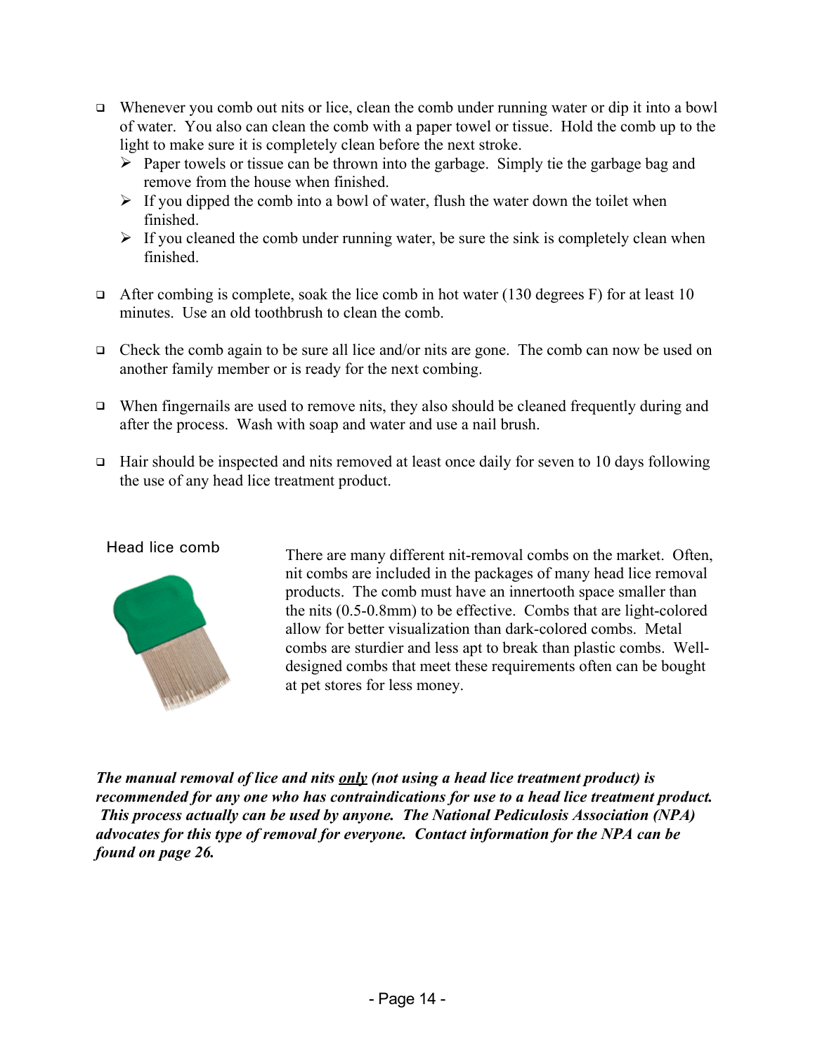- Whenever you comb out nits or lice, clean the comb under running water or dip it into a bowl of water. You also can clean the comb with a paper towel or tissue. Hold the comb up to the light to make sure it is completely clean before the next stroke.
  - Paper towels or tissue can be thrown into the garbage. Simply tie the garbage bag and remove from the house when finished.
  - If you dipped the comb into a bowl of water, flush the water down the toilet when finished.
  - If you cleaned the comb under running water, be sure the sink is completely clean when finished.

- After combing is complete, soak the lice comb in hot water (130 degrees F) for at least 10 minutes. Use an old toothbrush to clean the comb.

- Check the comb again to be sure all lice and/or nits are gone. The comb can now be used on another family member or is ready for the next combing.

- When fingernails are used to remove nits, they also should be cleaned frequently during and after the process. Wash with soap and water and use a nail brush.

- Hair should be inspected and nits removed at least once daily for seven to 10 days following the use of any head lice treatment product.

Head lice comb

There are many different nit-removal combs on the market. Often, nit combs are included in the packages of many head lice removal products. The comb must have an innertooth space smaller than the nits (0.5-0.8mm) to be effective. Combs that are light-colored allow for better visualization than dark-colored combs. Metal combs are sturdier and less apt to break than plastic combs. Well-designed combs that meet these requirements often can be bought at pet stores for less money.

***The manual removal of lice and nits <u>only</u> (not using a head lice treatment product) is recommended for any one who has contraindications for use to a head lice treatment product. This process actually can be used by anyone. The National Pediculosis Association (NPA) advocates for this type of removal for everyone. Contact information for the NPA can be found on page 26.***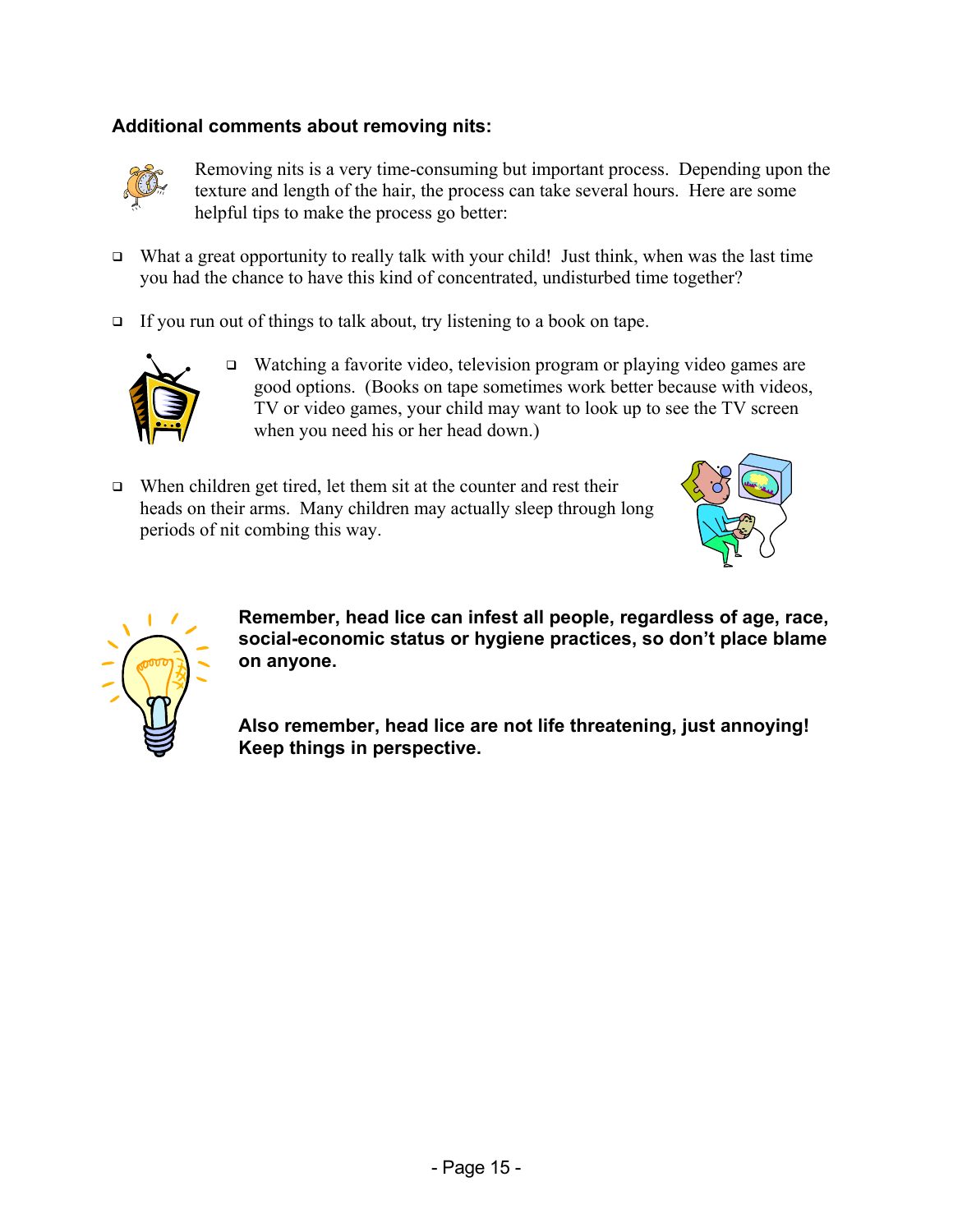**Additional comments about removing nits:**

Removing nits is a very time-consuming but important process. Depending upon the texture and length of the hair, the process can take several hours. Here are some helpful tips to make the process go better:

- What a great opportunity to really talk with your child! Just think, when was the last time you had the chance to have this kind of concentrated, undisturbed time together?
- If you run out of things to talk about, try listening to a book on tape.
- Watching a favorite video, television program or playing video games are good options. (Books on tape sometimes work better because with videos, TV or video games, your child may want to look up to see the TV screen when you need his or her head down.)
- When children get tired, let them sit at the counter and rest their heads on their arms. Many children may actually sleep through long periods of nit combing this way.

**Remember, head lice can infest all people, regardless of age, race, social-economic status or hygiene practices, so don't place blame on anyone.**

**Also remember, head lice are not life threatening, just annoying! Keep things in perspective.**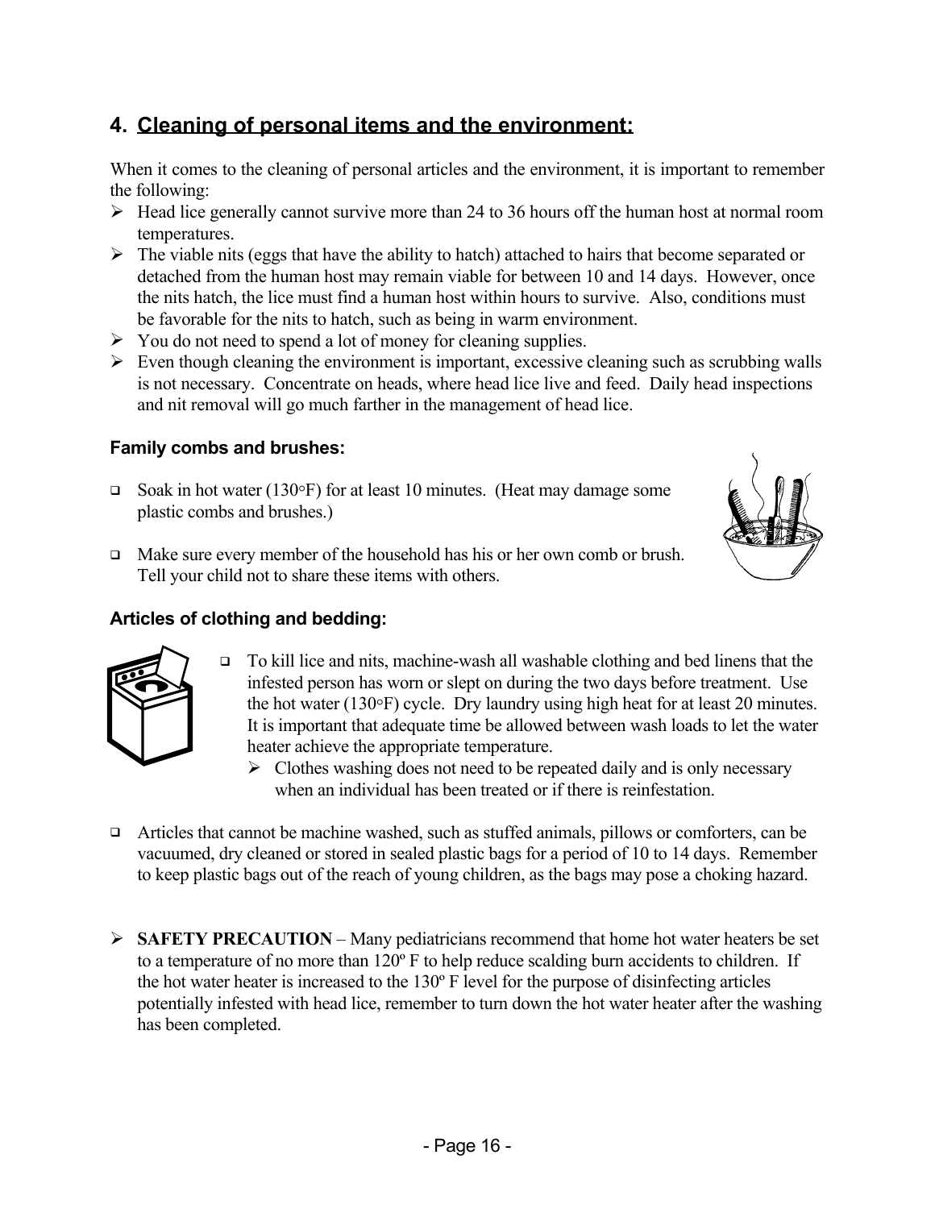## 4. Cleaning of personal items and the environment:

When it comes to the cleaning of personal articles and the environment, it is important to remember the following:

- Head lice generally cannot survive more than 24 to 36 hours off the human host at normal room temperatures.
- The viable nits (eggs that have the ability to hatch) attached to hairs that become separated or detached from the human host may remain viable for between 10 and 14 days. However, once the nits hatch, the lice must find a human host within hours to survive. Also, conditions must be favorable for the nits to hatch, such as being in warm environment.
- You do not need to spend a lot of money for cleaning supplies.
- Even though cleaning the environment is important, excessive cleaning such as scrubbing walls is not necessary. Concentrate on heads, where head lice live and feed. Daily head inspections and nit removal will go much farther in the management of head lice.

### Family combs and brushes:

- Soak in hot water (130°F) for at least 10 minutes. (Heat may damage some plastic combs and brushes.)
- Make sure every member of the household has his or her own comb or brush. Tell your child not to share these items with others.

### Articles of clothing and bedding:

- To kill lice and nits, machine-wash all washable clothing and bed linens that the infested person has worn or slept on during the two days before treatment. Use the hot water (130°F) cycle. Dry laundry using high heat for at least 20 minutes. It is important that adequate time be allowed between wash loads to let the water heater achieve the appropriate temperature.
  - Clothes washing does not need to be repeated daily and is only necessary when an individual has been treated or if there is reinfestation.
- Articles that cannot be machine washed, such as stuffed animals, pillows or comforters, can be vacuumed, dry cleaned or stored in sealed plastic bags for a period of 10 to 14 days. Remember to keep plastic bags out of the reach of young children, as the bags may pose a choking hazard.

- **SAFETY PRECAUTION** – Many pediatricians recommend that home hot water heaters be set to a temperature of no more than 120º F to help reduce scalding burn accidents to children. If the hot water heater is increased to the 130º F level for the purpose of disinfecting articles potentially infested with head lice, remember to turn down the hot water heater after the washing has been completed.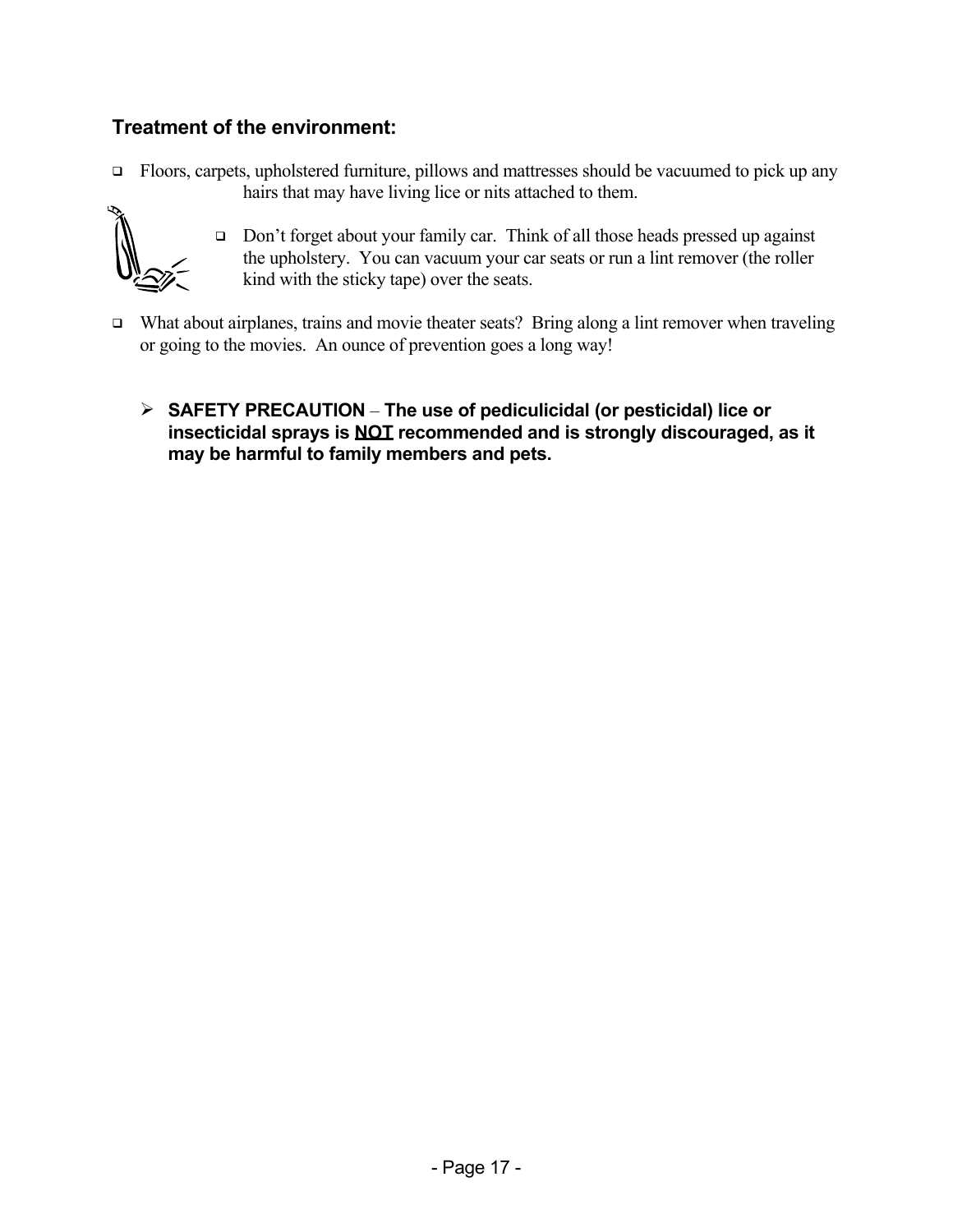## Treatment of the environment:

- Floors, carpets, upholstered furniture, pillows and mattresses should be vacuumed to pick up any hairs that may have living lice or nits attached to them.
  - Don't forget about your family car. Think of all those heads pressed up against the upholstery. You can vacuum your car seats or run a lint remover (the roller kind with the sticky tape) over the seats.
- What about airplanes, trains and movie theater seats? Bring along a lint remover when traveling or going to the movies. An ounce of prevention goes a long way!

> **SAFETY PRECAUTION** – **The use of pediculicidal (or pesticidal) lice or insecticidal sprays is <u>NOT</u> recommended and is strongly discouraged, as it may be harmful to family members and pets.**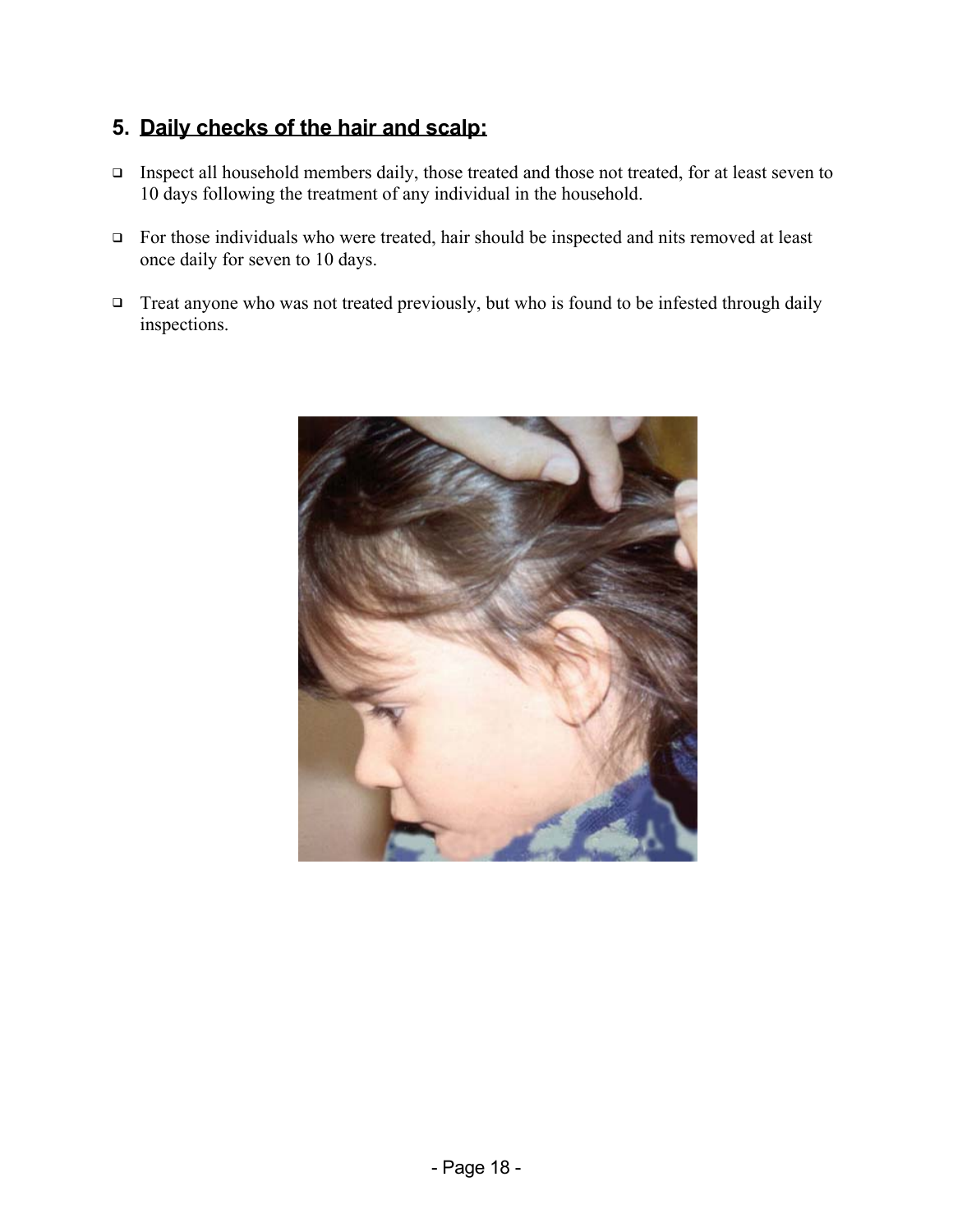## 5. Daily checks of the hair and scalp:

- Inspect all household members daily, those treated and those not treated, for at least seven to 10 days following the treatment of any individual in the household.
- For those individuals who were treated, hair should be inspected and nits removed at least once daily for seven to 10 days.
- Treat anyone who was not treated previously, but who is found to be infested through daily inspections.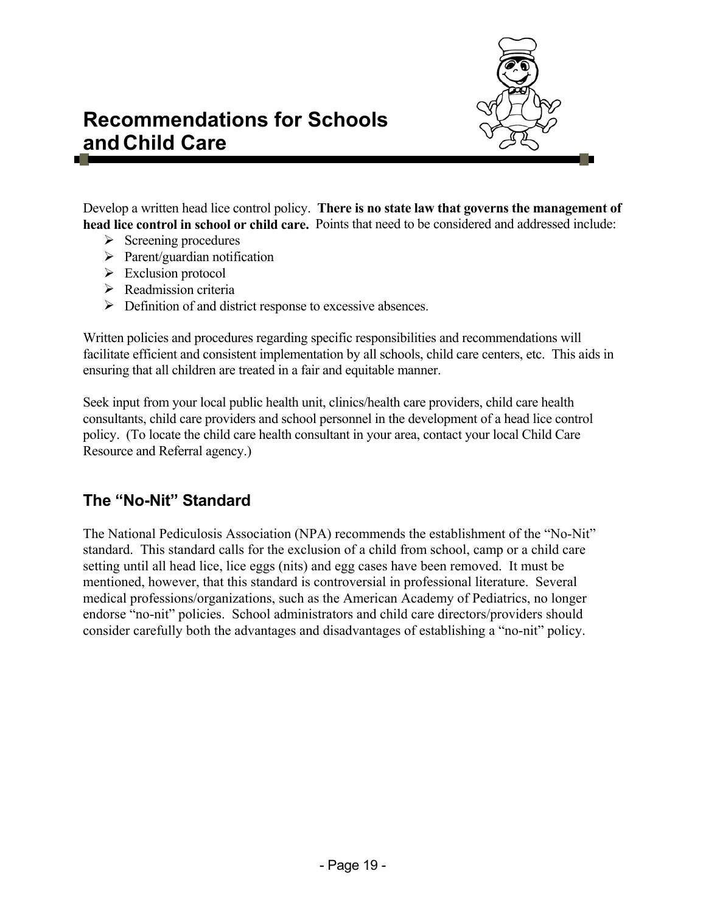# Recommendations for Schools and Child Care

Develop a written head lice control policy. **There is no state law that governs the management of head lice control in school or child care.** Points that need to be considered and addressed include:

- Screening procedures
- Parent/guardian notification
- Exclusion protocol
- Readmission criteria
- Definition of and district response to excessive absences.

Written policies and procedures regarding specific responsibilities and recommendations will facilitate efficient and consistent implementation by all schools, child care centers, etc. This aids in ensuring that all children are treated in a fair and equitable manner.

Seek input from your local public health unit, clinics/health care providers, child care health consultants, child care providers and school personnel in the development of a head lice control policy. (To locate the child care health consultant in your area, contact your local Child Care Resource and Referral agency.)

## The "No-Nit" Standard

The National Pediculosis Association (NPA) recommends the establishment of the "No-Nit" standard. This standard calls for the exclusion of a child from school, camp or a child care setting until all head lice, lice eggs (nits) and egg cases have been removed. It must be mentioned, however, that this standard is controversial in professional literature. Several medical professions/organizations, such as the American Academy of Pediatrics, no longer endorse "no-nit" policies. School administrators and child care directors/providers should consider carefully both the advantages and disadvantages of establishing a "no-nit" policy.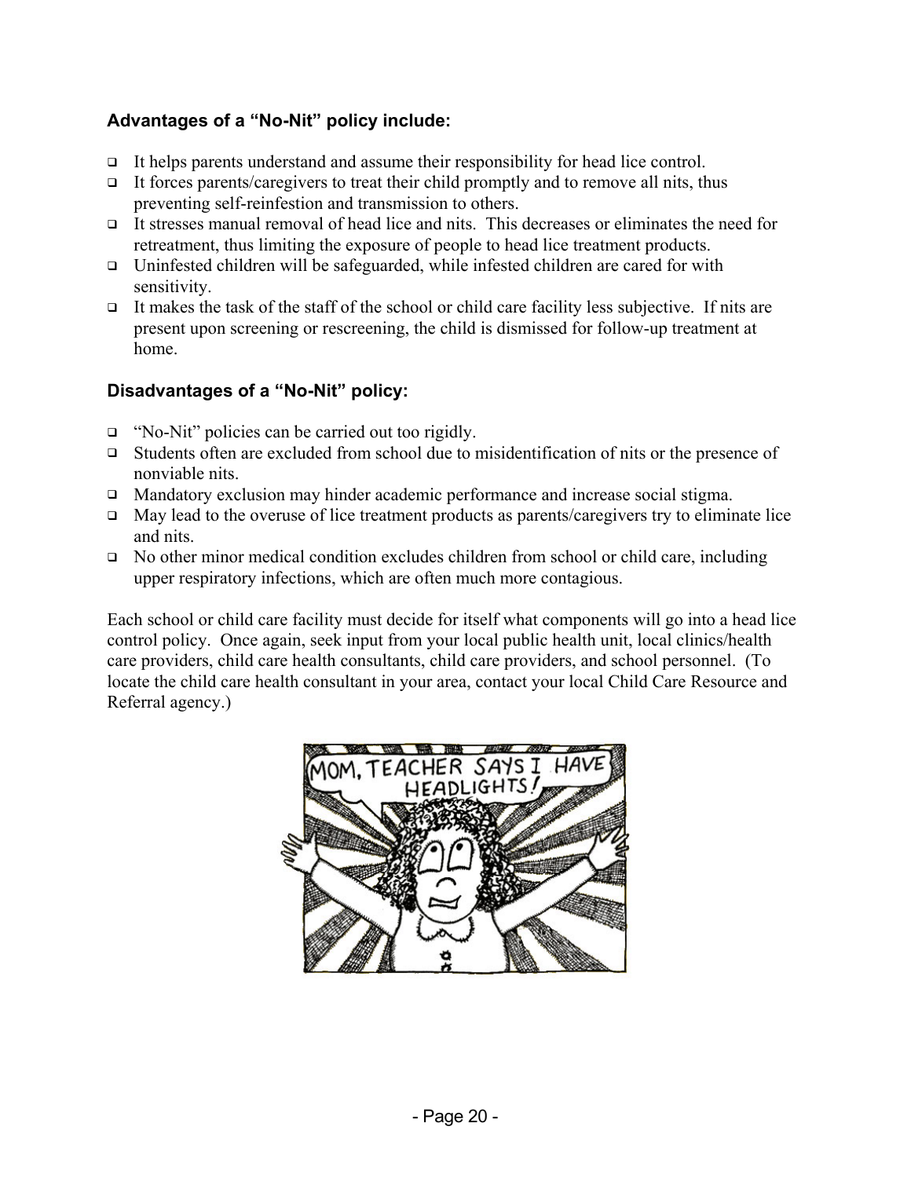### Advantages of a "No-Nit" policy include:

- It helps parents understand and assume their responsibility for head lice control.
- It forces parents/caregivers to treat their child promptly and to remove all nits, thus preventing self-reinfestion and transmission to others.
- It stresses manual removal of head lice and nits. This decreases or eliminates the need for retreatment, thus limiting the exposure of people to head lice treatment products.
- Uninfested children will be safeguarded, while infested children are cared for with sensitivity.
- It makes the task of the staff of the school or child care facility less subjective. If nits are present upon screening or rescreening, the child is dismissed for follow-up treatment at home.

### Disadvantages of a "No-Nit" policy:

- "No-Nit" policies can be carried out too rigidly.
- Students often are excluded from school due to misidentification of nits or the presence of nonviable nits.
- Mandatory exclusion may hinder academic performance and increase social stigma.
- May lead to the overuse of lice treatment products as parents/caregivers try to eliminate lice and nits.
- No other minor medical condition excludes children from school or child care, including upper respiratory infections, which are often much more contagious.

Each school or child care facility must decide for itself what components will go into a head lice control policy. Once again, seek input from your local public health unit, local clinics/health care providers, child care health consultants, child care providers, and school personnel. (To locate the child care health consultant in your area, contact your local Child Care Resource and Referral agency.)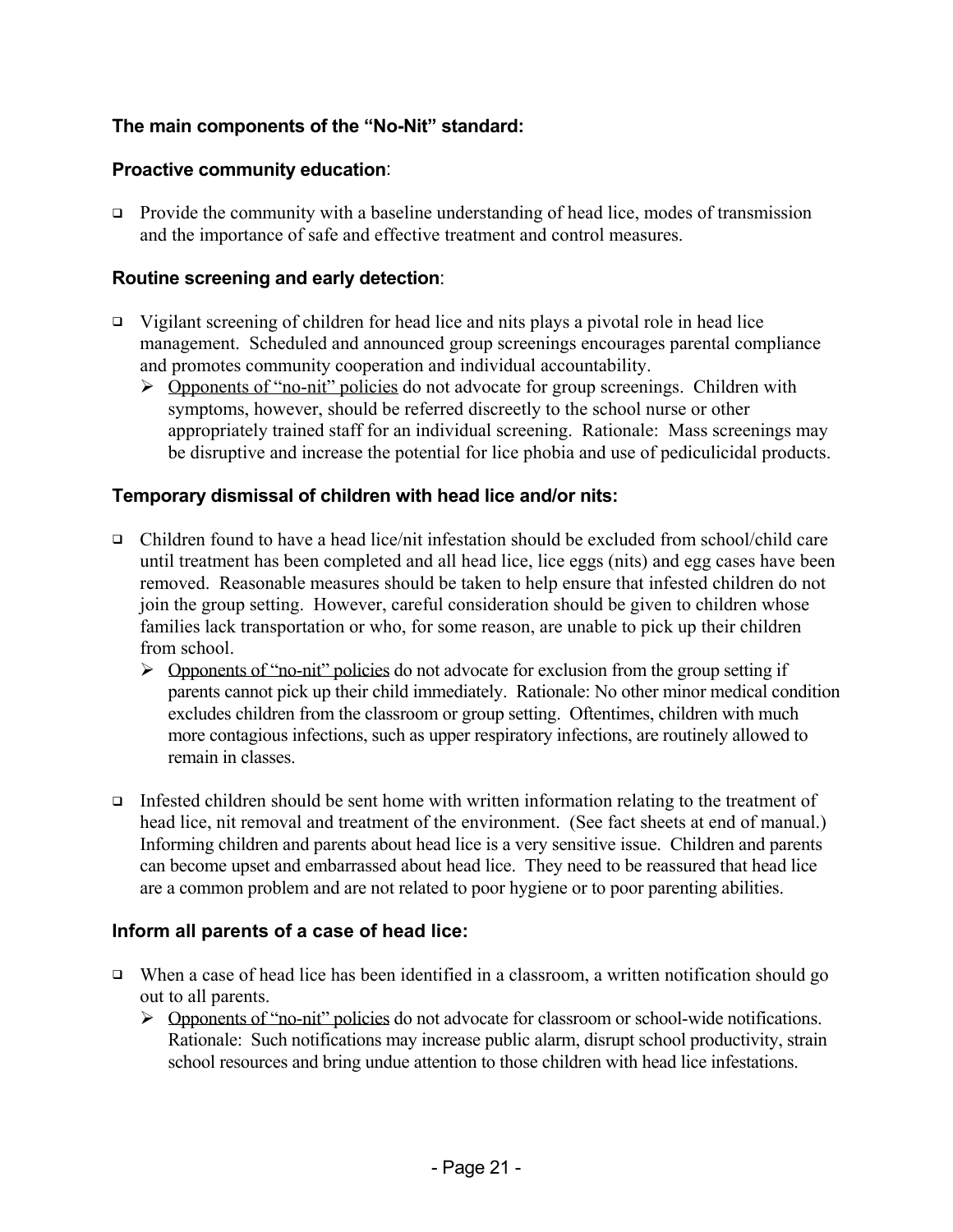### The main components of the "No-Nit" standard:

#### Proactive community education:

- Provide the community with a baseline understanding of head lice, modes of transmission and the importance of safe and effective treatment and control measures.

#### Routine screening and early detection:

- Vigilant screening of children for head lice and nits plays a pivotal role in head lice management. Scheduled and announced group screenings encourages parental compliance and promotes community cooperation and individual accountability.
  - Opponents of "no-nit" policies do not advocate for group screenings. Children with symptoms, however, should be referred discreetly to the school nurse or other appropriately trained staff for an individual screening. Rationale: Mass screenings may be disruptive and increase the potential for lice phobia and use of pediculicidal products.

#### Temporary dismissal of children with head lice and/or nits:

- Children found to have a head lice/nit infestation should be excluded from school/child care until treatment has been completed and all head lice, lice eggs (nits) and egg cases have been removed. Reasonable measures should be taken to help ensure that infested children do not join the group setting. However, careful consideration should be given to children whose families lack transportation or who, for some reason, are unable to pick up their children from school.
  - Opponents of "no-nit" policies do not advocate for exclusion from the group setting if parents cannot pick up their child immediately. Rationale: No other minor medical condition excludes children from the classroom or group setting. Oftentimes, children with much more contagious infections, such as upper respiratory infections, are routinely allowed to remain in classes.
- Infested children should be sent home with written information relating to the treatment of head lice, nit removal and treatment of the environment. (See fact sheets at end of manual.) Informing children and parents about head lice is a very sensitive issue. Children and parents can become upset and embarrassed about head lice. They need to be reassured that head lice are a common problem and are not related to poor hygiene or to poor parenting abilities.

#### Inform all parents of a case of head lice:

- When a case of head lice has been identified in a classroom, a written notification should go out to all parents.
  - Opponents of "no-nit" policies do not advocate for classroom or school-wide notifications. Rationale: Such notifications may increase public alarm, disrupt school productivity, strain school resources and bring undue attention to those children with head lice infestations.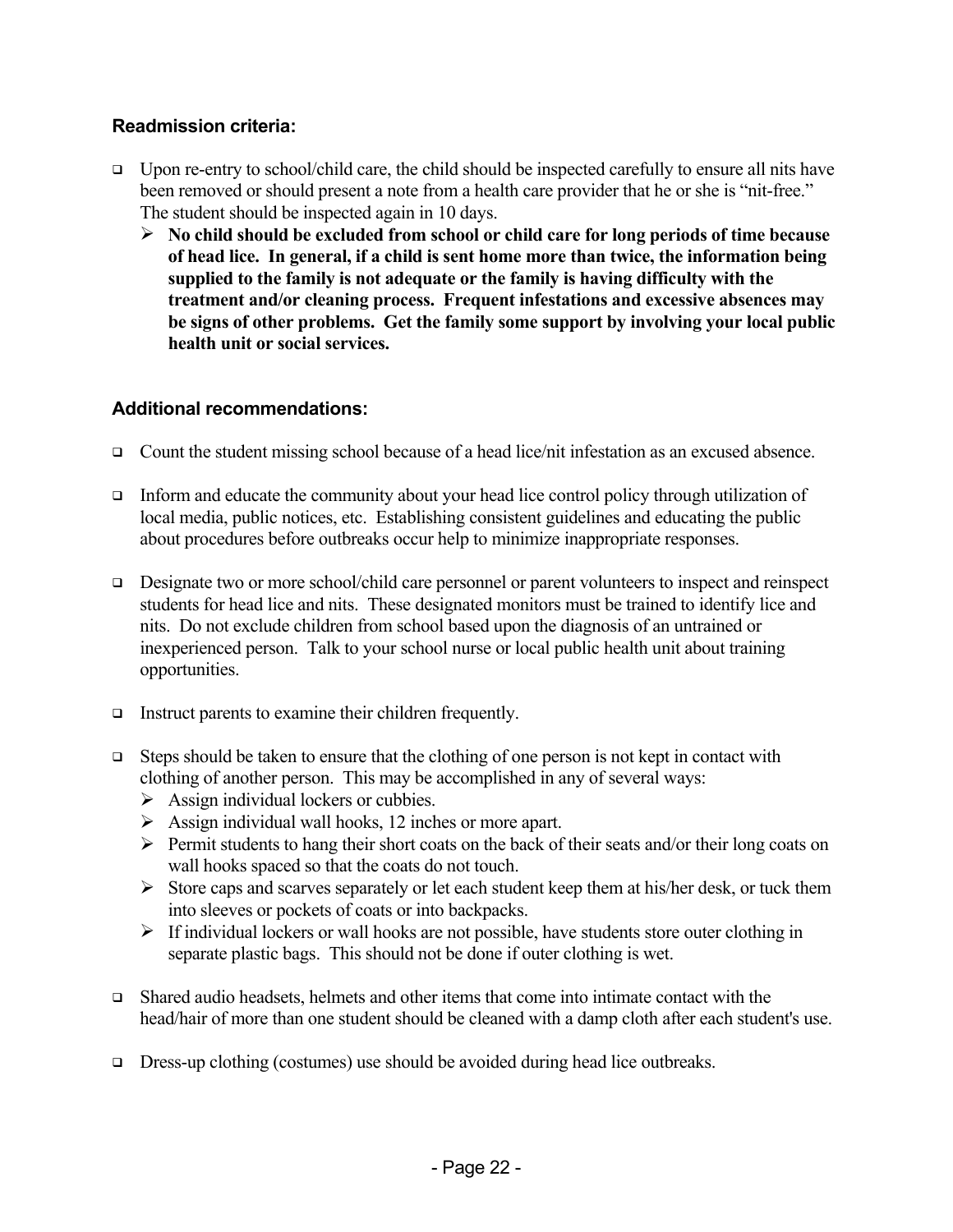### Readmission criteria:

- Upon re-entry to school/child care, the child should be inspected carefully to ensure all nits have been removed or should present a note from a health care provider that he or she is "nit-free." The student should be inspected again in 10 days.
  - **No child should be excluded from school or child care for long periods of time because of head lice. In general, if a child is sent home more than twice, the information being supplied to the family is not adequate or the family is having difficulty with the treatment and/or cleaning process. Frequent infestations and excessive absences may be signs of other problems. Get the family some support by involving your local public health unit or social services.**

### Additional recommendations:

- Count the student missing school because of a head lice/nit infestation as an excused absence.

- Inform and educate the community about your head lice control policy through utilization of local media, public notices, etc. Establishing consistent guidelines and educating the public about procedures before outbreaks occur help to minimize inappropriate responses.

- Designate two or more school/child care personnel or parent volunteers to inspect and reinspect students for head lice and nits. These designated monitors must be trained to identify lice and nits. Do not exclude children from school based upon the diagnosis of an untrained or inexperienced person. Talk to your school nurse or local public health unit about training opportunities.

- Instruct parents to examine their children frequently.

- Steps should be taken to ensure that the clothing of one person is not kept in contact with clothing of another person. This may be accomplished in any of several ways:
  - Assign individual lockers or cubbies.
  - Assign individual wall hooks, 12 inches or more apart.
  - Permit students to hang their short coats on the back of their seats and/or their long coats on wall hooks spaced so that the coats do not touch.
  - Store caps and scarves separately or let each student keep them at his/her desk, or tuck them into sleeves or pockets of coats or into backpacks.
  - If individual lockers or wall hooks are not possible, have students store outer clothing in separate plastic bags. This should not be done if outer clothing is wet.

- Shared audio headsets, helmets and other items that come into intimate contact with the head/hair of more than one student should be cleaned with a damp cloth after each student's use.

- Dress-up clothing (costumes) use should be avoided during head lice outbreaks.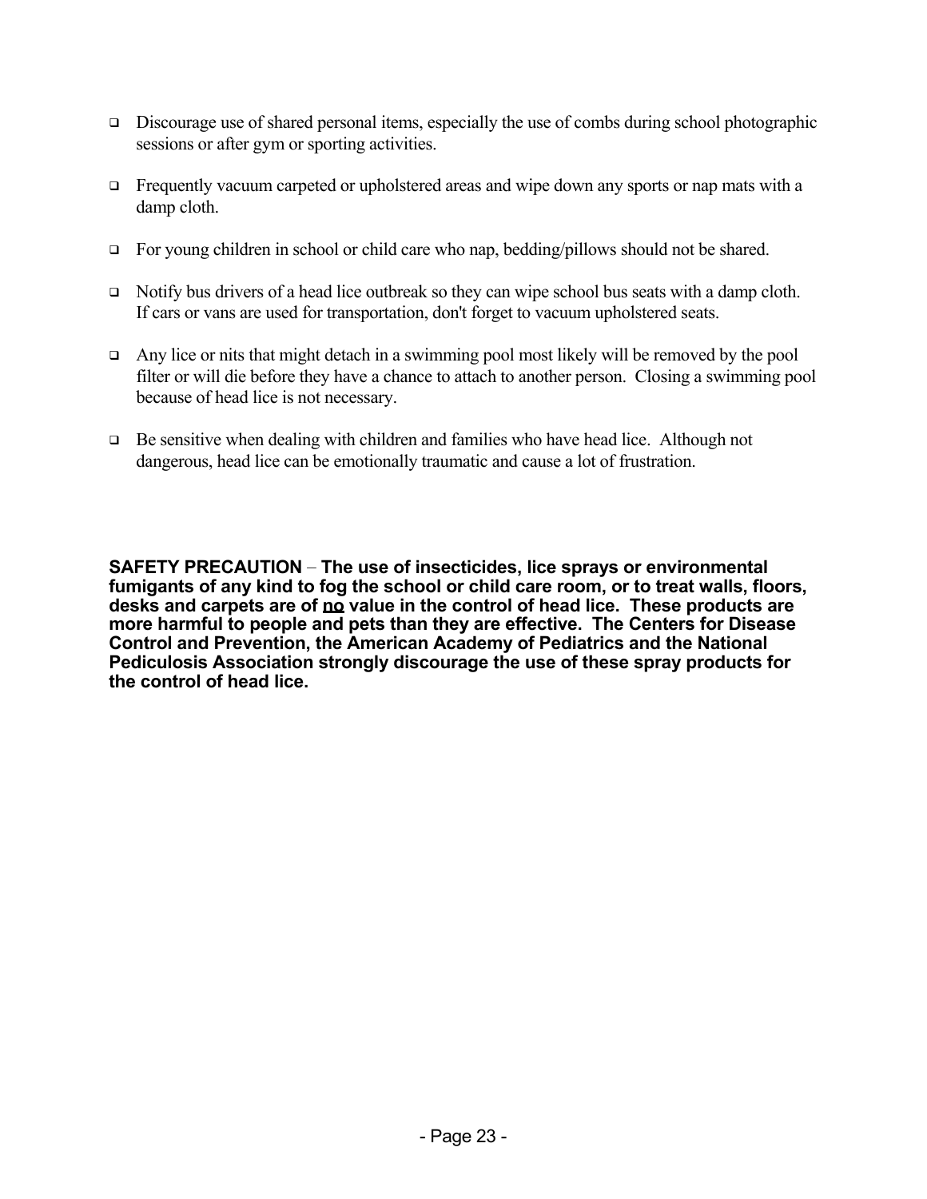- Discourage use of shared personal items, especially the use of combs during school photographic sessions or after gym or sporting activities.

- Frequently vacuum carpeted or upholstered areas and wipe down any sports or nap mats with a damp cloth.

- For young children in school or child care who nap, bedding/pillows should not be shared.

- Notify bus drivers of a head lice outbreak so they can wipe school bus seats with a damp cloth. If cars or vans are used for transportation, don't forget to vacuum upholstered seats.

- Any lice or nits that might detach in a swimming pool most likely will be removed by the pool filter or will die before they have a chance to attach to another person. Closing a swimming pool because of head lice is not necessary.

- Be sensitive when dealing with children and families who have head lice. Although not dangerous, head lice can be emotionally traumatic and cause a lot of frustration.

**SAFETY PRECAUTION – The use of insecticides, lice sprays or environmental fumigants of any kind to fog the school or child care room, or to treat walls, floors, desks and carpets are of <u>no</u> value in the control of head lice. These products are more harmful to people and pets than they are effective. The Centers for Disease Control and Prevention, the American Academy of Pediatrics and the National Pediculosis Association strongly discourage the use of these spray products for the control of head lice.**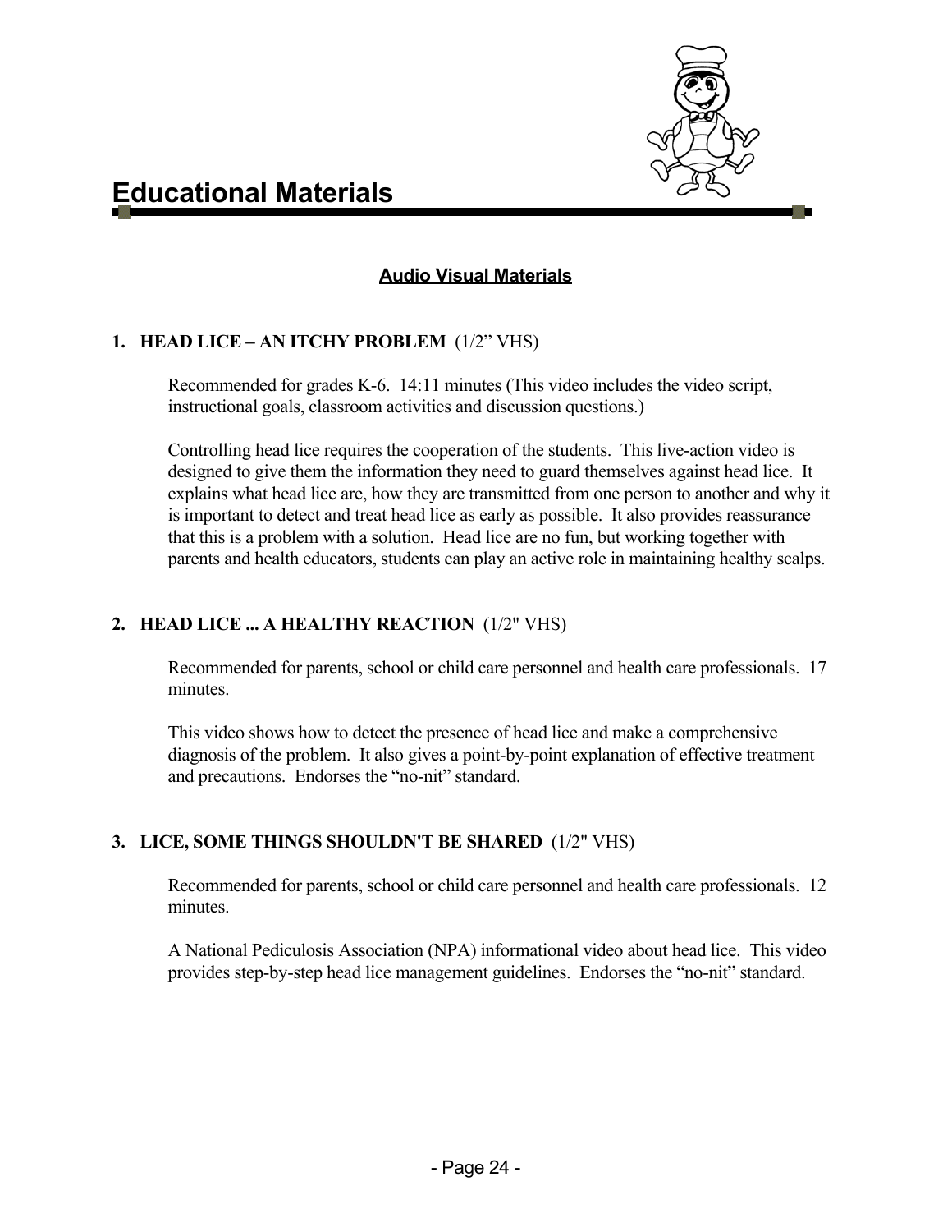# Educational Materials

## Audio Visual Materials

**1. HEAD LICE – AN ITCHY PROBLEM** (1/2" VHS)

Recommended for grades K-6. 14:11 minutes (This video includes the video script, instructional goals, classroom activities and discussion questions.)

Controlling head lice requires the cooperation of the students. This live-action video is designed to give them the information they need to guard themselves against head lice. It explains what head lice are, how they are transmitted from one person to another and why it is important to detect and treat head lice as early as possible. It also provides reassurance that this is a problem with a solution. Head lice are no fun, but working together with parents and health educators, students can play an active role in maintaining healthy scalps.

**2. HEAD LICE ... A HEALTHY REACTION** (1/2" VHS)

Recommended for parents, school or child care personnel and health care professionals. 17 minutes.

This video shows how to detect the presence of head lice and make a comprehensive diagnosis of the problem. It also gives a point-by-point explanation of effective treatment and precautions. Endorses the "no-nit" standard.

**3. LICE, SOME THINGS SHOULDN'T BE SHARED** (1/2" VHS)

Recommended for parents, school or child care personnel and health care professionals. 12 minutes.

A National Pediculosis Association (NPA) informational video about head lice. This video provides step-by-step head lice management guidelines. Endorses the "no-nit" standard.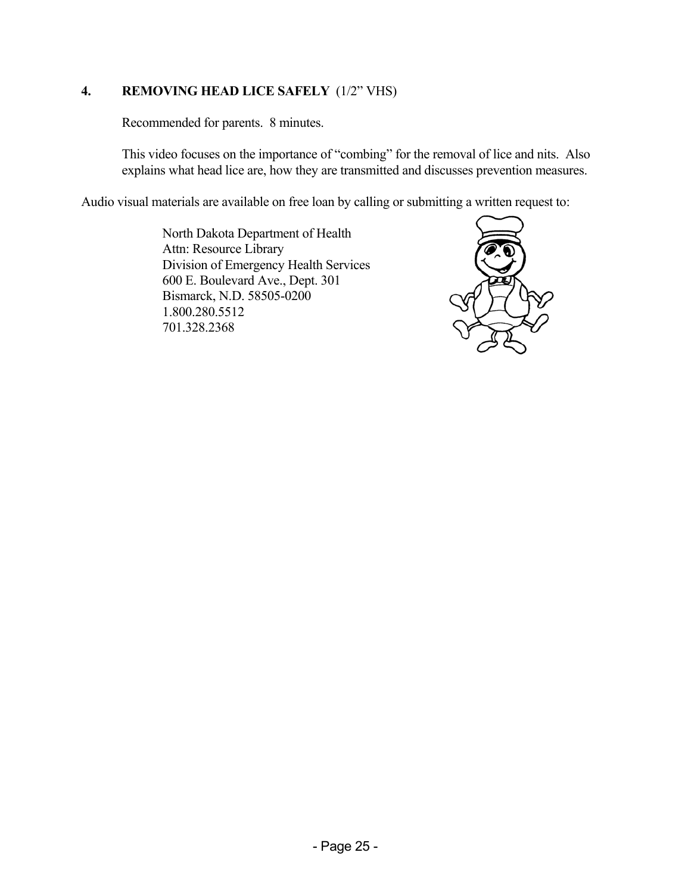**4. REMOVING HEAD LICE SAFELY** (1/2" VHS)

Recommended for parents. 8 minutes.

This video focuses on the importance of "combing" for the removal of lice and nits. Also explains what head lice are, how they are transmitted and discusses prevention measures.

Audio visual materials are available on free loan by calling or submitting a written request to:

North Dakota Department of Health
Attn: Resource Library
Division of Emergency Health Services
600 E. Boulevard Ave., Dept. 301
Bismarck, N.D. 58505-0200
1.800.280.5512
701.328.2368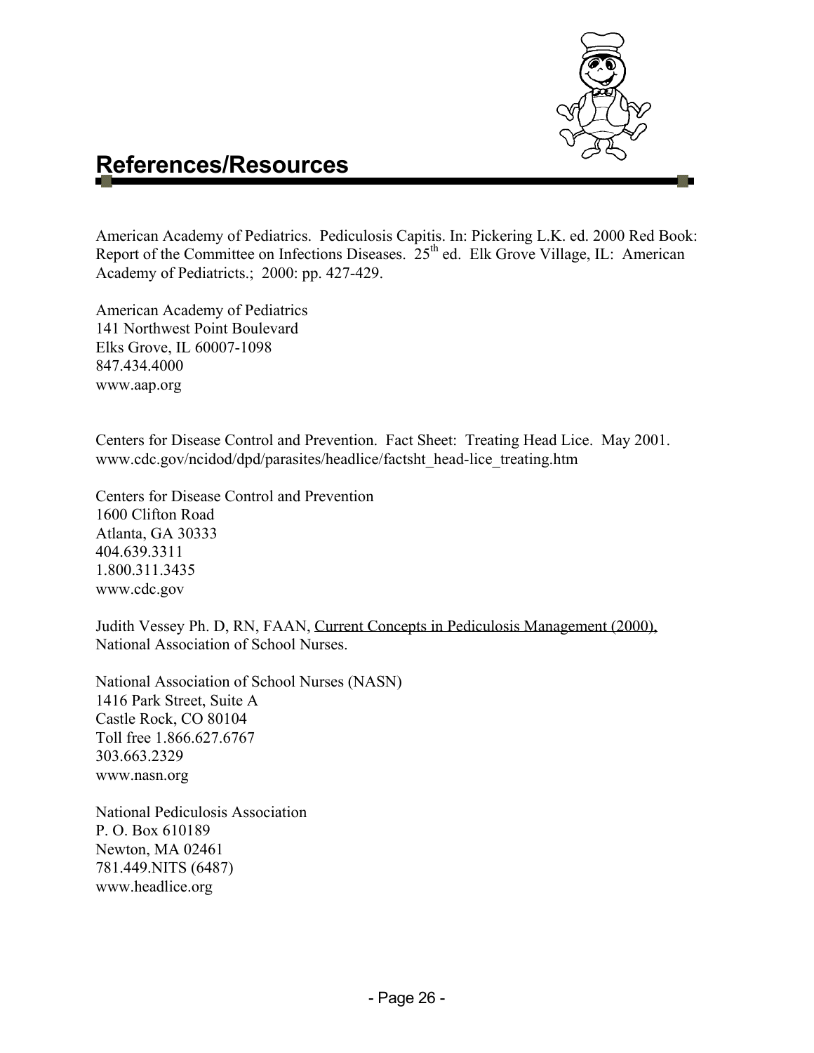# References/Resources

American Academy of Pediatrics. Pediculosis Capitis. In: Pickering L.K. ed. 2000 Red Book: Report of the Committee on Infections Diseases. 25th ed. Elk Grove Village, IL: American Academy of Pediatricts.; 2000: pp. 427-429.

American Academy of Pediatrics
141 Northwest Point Boulevard
Elks Grove, IL 60007-1098
847.434.4000
www.aap.org

Centers for Disease Control and Prevention. Fact Sheet: Treating Head Lice. May 2001.
www.cdc.gov/ncidod/dpd/parasites/headlice/factsht_head-lice_treating.htm

Centers for Disease Control and Prevention
1600 Clifton Road
Atlanta, GA 30333
404.639.3311
1.800.311.3435
www.cdc.gov

Judith Vessey Ph. D, RN, FAAN, Current Concepts in Pediculosis Management (2000), National Association of School Nurses.

National Association of School Nurses (NASN)
1416 Park Street, Suite A
Castle Rock, CO 80104
Toll free 1.866.627.6767
303.663.2329
www.nasn.org

National Pediculosis Association
P. O. Box 610189
Newton, MA 02461
781.449.NITS (6487)
www.headlice.org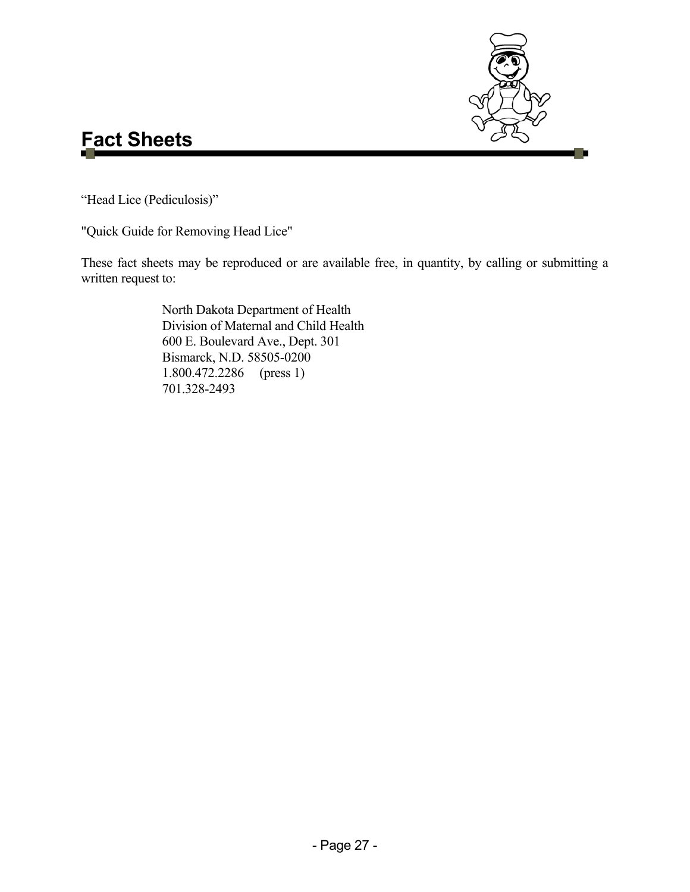# Fact Sheets

“Head Lice (Pediculosis)”

"Quick Guide for Removing Head Lice"

These fact sheets may be reproduced or are available free, in quantity, by calling or submitting a written request to:

North Dakota Department of Health  
Division of Maternal and Child Health  
600 E. Boulevard Ave., Dept. 301  
Bismarck, N.D. 58505-0200  
1.800.472.2286 (press 1)  
701.328-2493